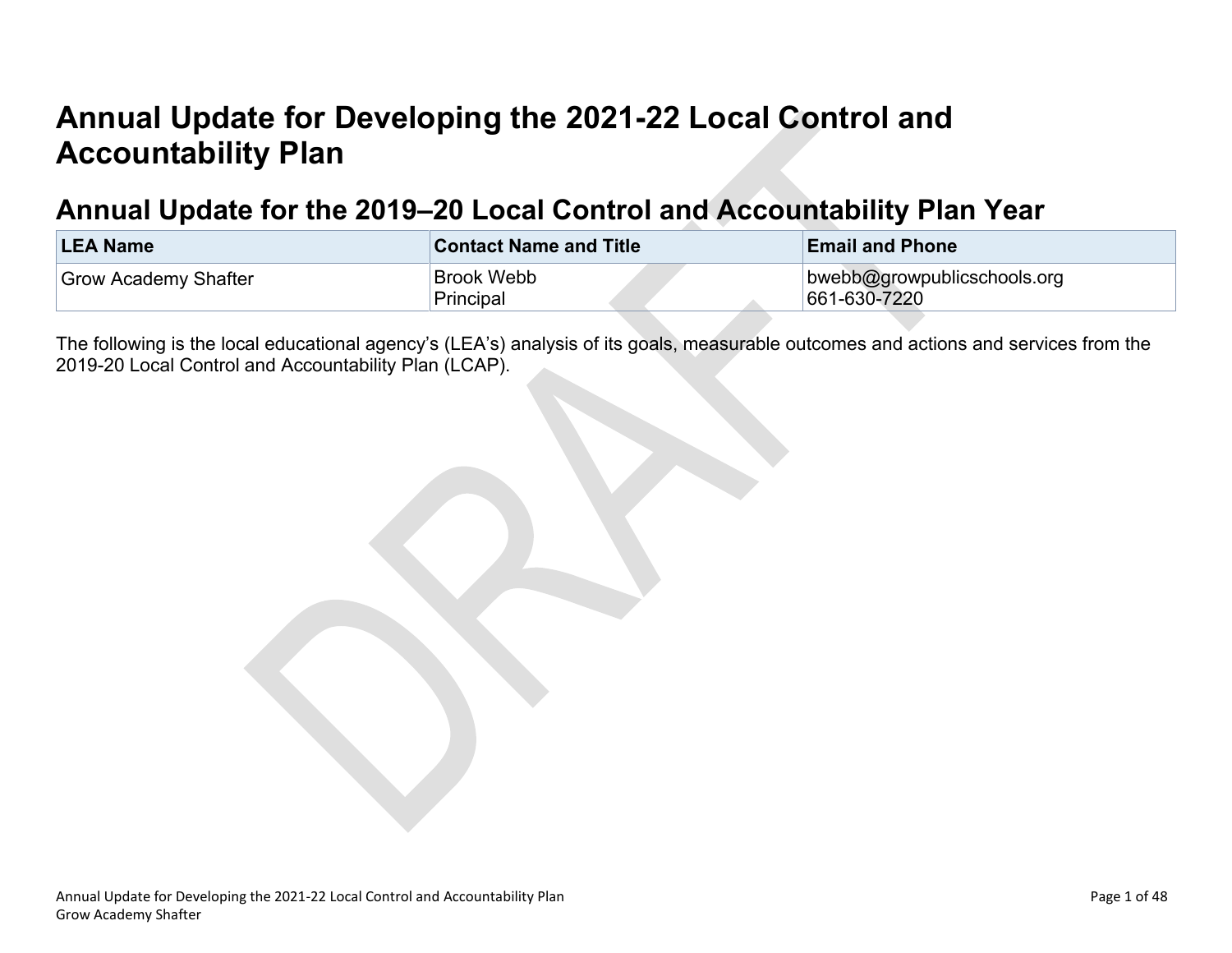# Annual Update for Developing the 2021-22 Local Control and Accountability Plan

## Annual Update for the 2019–20 Local Control and Accountability Plan Year

| LEA Name | Contact Name and Title | Email and Phone |
| --- | --- | --- |
| Grow Academy Shafter | Brook Webb<br>Principal | bwebb@growpublicschools.org<br>661-630-7220 |

The following is the local educational agency's (LEA's) analysis of its goals, measurable outcomes and actions and services from the 2019-20 Local Control and Accountability Plan (LCAP).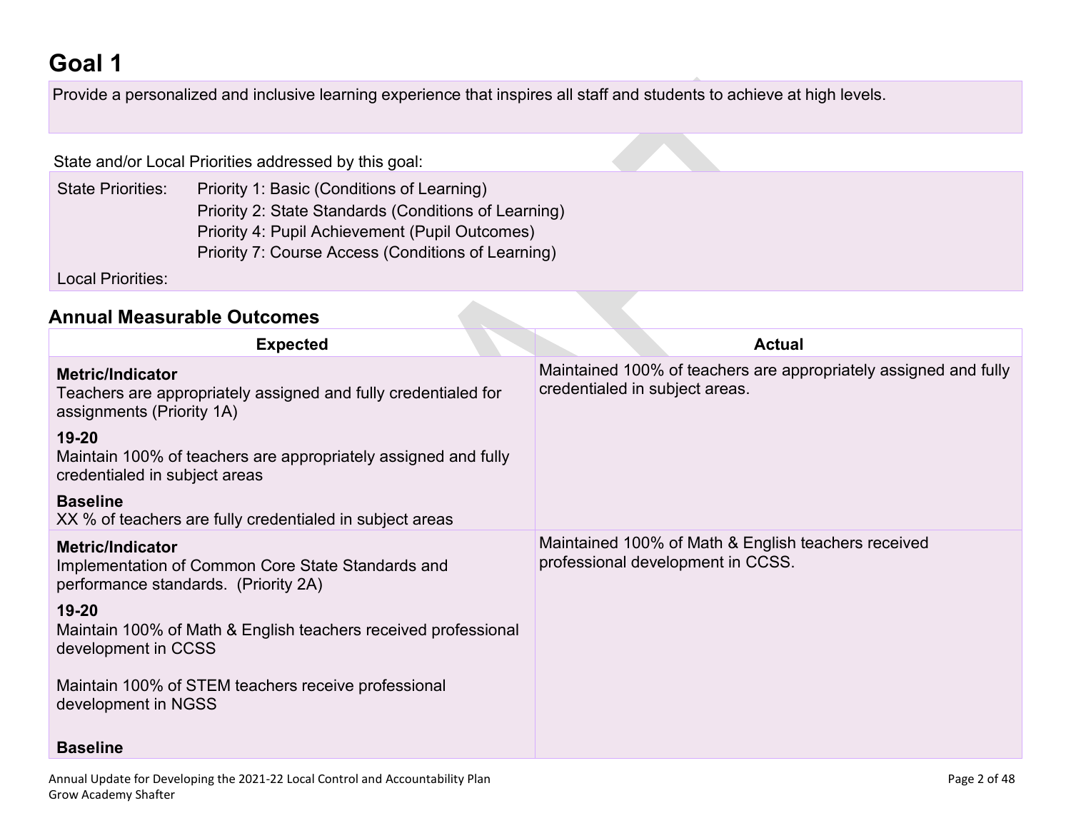# Goal 1

Provide a personalized and inclusive learning experience that inspires all staff and students to achieve at high levels.

State and/or Local Priorities addressed by this goal:

State Priorities: Priority 1: Basic (Conditions of Learning)
Priority 2: State Standards (Conditions of Learning)
Priority 4: Pupil Achievement (Pupil Outcomes)
Priority 7: Course Access (Conditions of Learning)

Local Priorities:

## Annual Measurable Outcomes

| Expected | Actual |
|---|---|
| **Metric/Indicator**<br>Teachers are appropriately assigned and fully credentialed for assignments (Priority 1A)<br><br>**19-20**<br>Maintain 100% of teachers are appropriately assigned and fully credentialed in subject areas<br><br>**Baseline**<br>XX % of teachers are fully credentialed in subject areas | Maintained 100% of teachers are appropriately assigned and fully credentialed in subject areas. |
| **Metric/Indicator**<br>Implementation of Common Core State Standards and performance standards. (Priority 2A)<br><br>**19-20**<br>Maintain 100% of Math & English teachers received professional development in CCSS<br><br>Maintain 100% of STEM teachers receive professional development in NGSS<br><br>**Baseline** | Maintained 100% of Math & English teachers received professional development in CCSS. |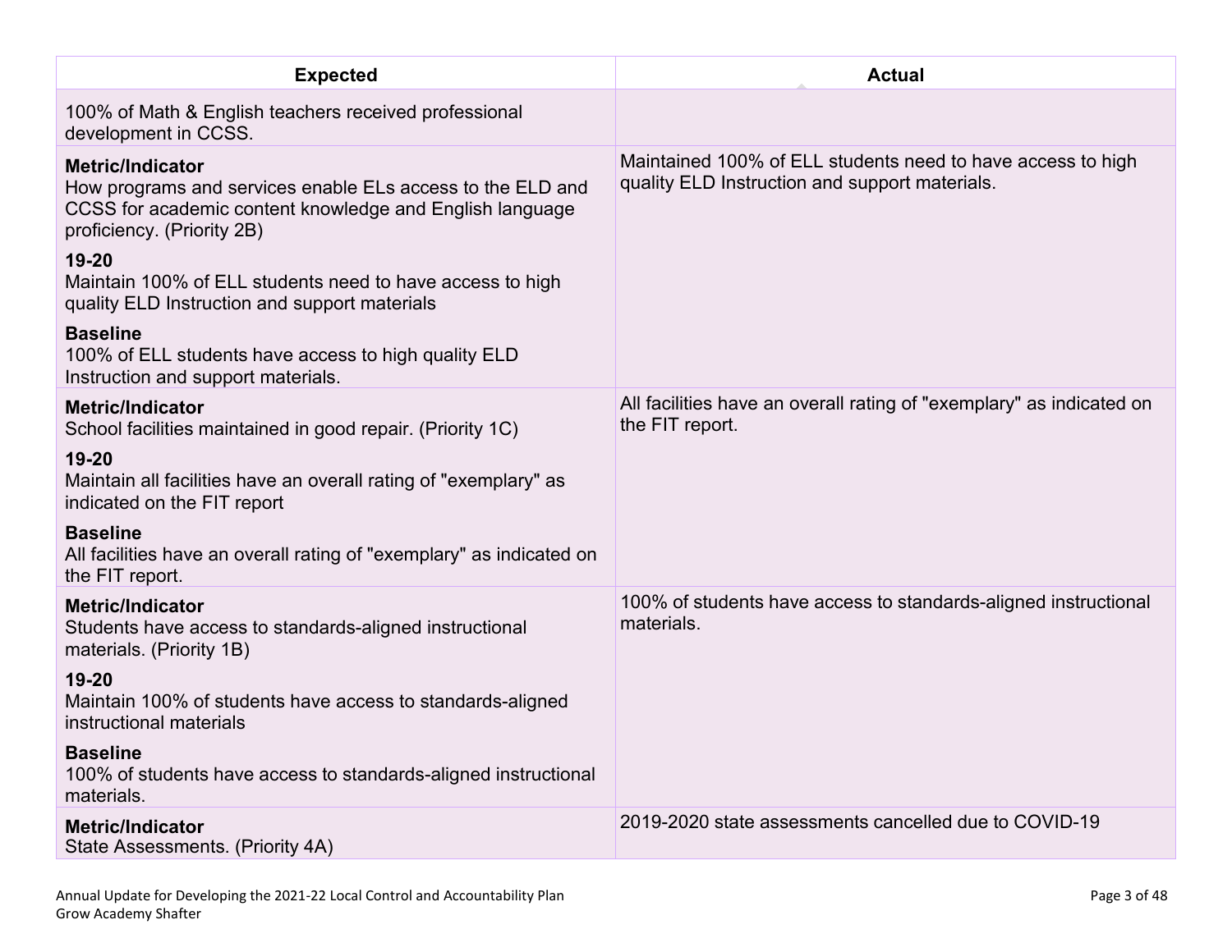| Expected | Actual |
| --- | --- |
| 100% of Math & English teachers received professional development in CCSS. | |
| **Metric/Indicator**<br>How programs and services enable ELs access to the ELD and CCSS for academic content knowledge and English language proficiency. (Priority 2B)<br>**19-20**<br>Maintain 100% of ELL students need to have access to high quality ELD Instruction and support materials<br>**Baseline**<br>100% of ELL students have access to high quality ELD Instruction and support materials. | Maintained 100% of ELL students need to have access to high quality ELD Instruction and support materials. |
| **Metric/Indicator**<br>School facilities maintained in good repair. (Priority 1C)<br>**19-20**<br>Maintain all facilities have an overall rating of "exemplary" as indicated on the FIT report<br>**Baseline**<br>All facilities have an overall rating of "exemplary" as indicated on the FIT report. | All facilities have an overall rating of "exemplary" as indicated on the FIT report. |
| **Metric/Indicator**<br>Students have access to standards-aligned instructional materials. (Priority 1B)<br>**19-20**<br>Maintain 100% of students have access to standards-aligned instructional materials<br>**Baseline**<br>100% of students have access to standards-aligned instructional materials. | 100% of students have access to standards-aligned instructional materials. |
| **Metric/Indicator**<br>State Assessments. (Priority 4A) | 2019-2020 state assessments cancelled due to COVID-19 |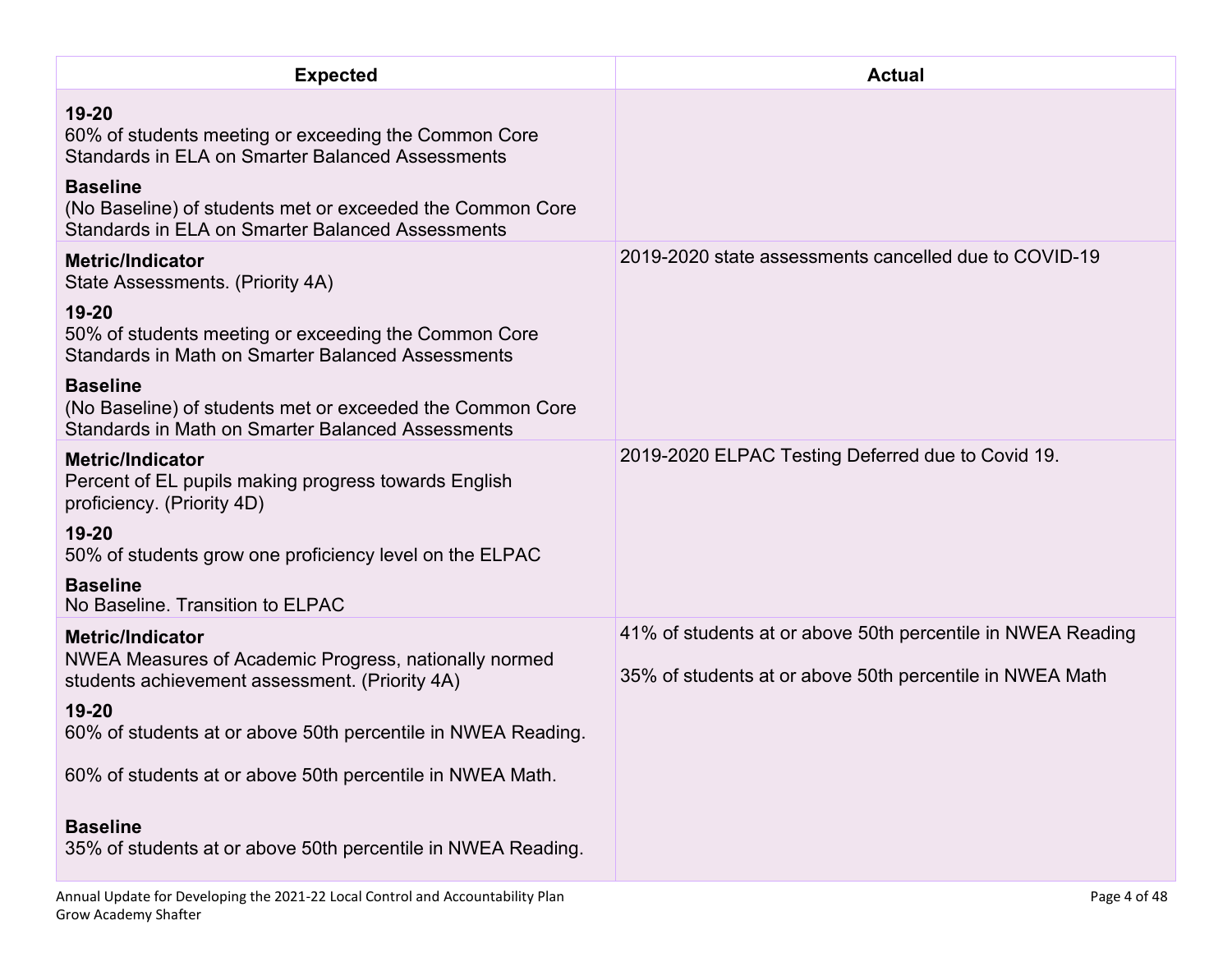| Expected | Actual |
| --- | --- |
| **19-20**<br>60% of students meeting or exceeding the Common Core Standards in ELA on Smarter Balanced Assessments<br><br>**Baseline**<br>(No Baseline) of students met or exceeded the Common Core Standards in ELA on Smarter Balanced Assessments | |
| **Metric/Indicator**<br>State Assessments. (Priority 4A)<br><br>**19-20**<br>50% of students meeting or exceeding the Common Core Standards in Math on Smarter Balanced Assessments<br><br>**Baseline**<br>(No Baseline) of students met or exceeded the Common Core Standards in Math on Smarter Balanced Assessments | 2019-2020 state assessments cancelled due to COVID-19 |
| **Metric/Indicator**<br>Percent of EL pupils making progress towards English proficiency. (Priority 4D)<br><br>**19-20**<br>50% of students grow one proficiency level on the ELPAC<br><br>**Baseline**<br>No Baseline. Transition to ELPAC | 2019-2020 ELPAC Testing Deferred due to Covid 19. |
| **Metric/Indicator**<br>NWEA Measures of Academic Progress, nationally normed students achievement assessment. (Priority 4A)<br><br>**19-20**<br>60% of students at or above 50th percentile in NWEA Reading.<br><br>60% of students at or above 50th percentile in NWEA Math.<br><br>**Baseline**<br>35% of students at or above 50th percentile in NWEA Reading. | 41% of students at or above 50th percentile in NWEA Reading<br><br>35% of students at or above 50th percentile in NWEA Math |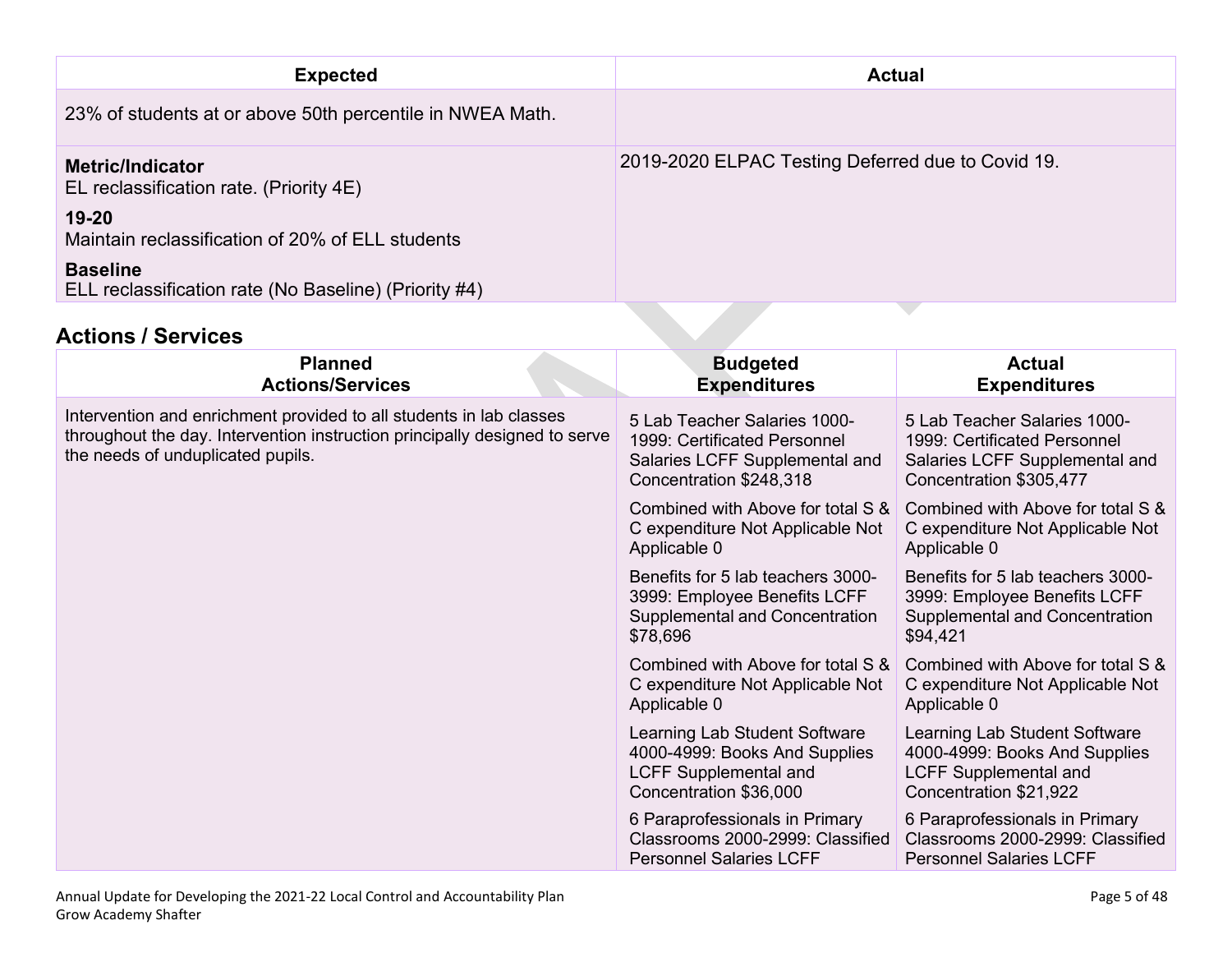| Expected | Actual |
|---|---|
| 23% of students at or above 50th percentile in NWEA Math. | |
| **Metric/Indicator**<br>EL reclassification rate. (Priority 4E)<br>**19-20**<br>Maintain reclassification of 20% of ELL students<br>**Baseline**<br>ELL reclassification rate (No Baseline) (Priority #4) | 2019-2020 ELPAC Testing Deferred due to Covid 19. |

## Actions / Services

| Planned Actions/Services | Budgeted Expenditures | Actual Expenditures |
|---|---|---|
| Intervention and enrichment provided to all students in lab classes throughout the day. Intervention instruction principally designed to serve the needs of unduplicated pupils. | 5 Lab Teacher Salaries 1000-1999: Certificated Personnel Salaries LCFF Supplemental and Concentration $248,318 | 5 Lab Teacher Salaries 1000-1999: Certificated Personnel Salaries LCFF Supplemental and Concentration $305,477 |
| | Combined with Above for total S & C expenditure Not Applicable Not Applicable 0 | Combined with Above for total S & C expenditure Not Applicable Not Applicable 0 |
| | Benefits for 5 lab teachers 3000-3999: Employee Benefits LCFF Supplemental and Concentration $78,696 | Benefits for 5 lab teachers 3000-3999: Employee Benefits LCFF Supplemental and Concentration $94,421 |
| | Combined with Above for total S & C expenditure Not Applicable Not Applicable 0 | Combined with Above for total S & C expenditure Not Applicable Not Applicable 0 |
| | Learning Lab Student Software 4000-4999: Books And Supplies LCFF Supplemental and Concentration $36,000 | Learning Lab Student Software 4000-4999: Books And Supplies LCFF Supplemental and Concentration $21,922 |
| | 6 Paraprofessionals in Primary Classrooms 2000-2999: Classified Personnel Salaries LCFF | 6 Paraprofessionals in Primary Classrooms 2000-2999: Classified Personnel Salaries LCFF |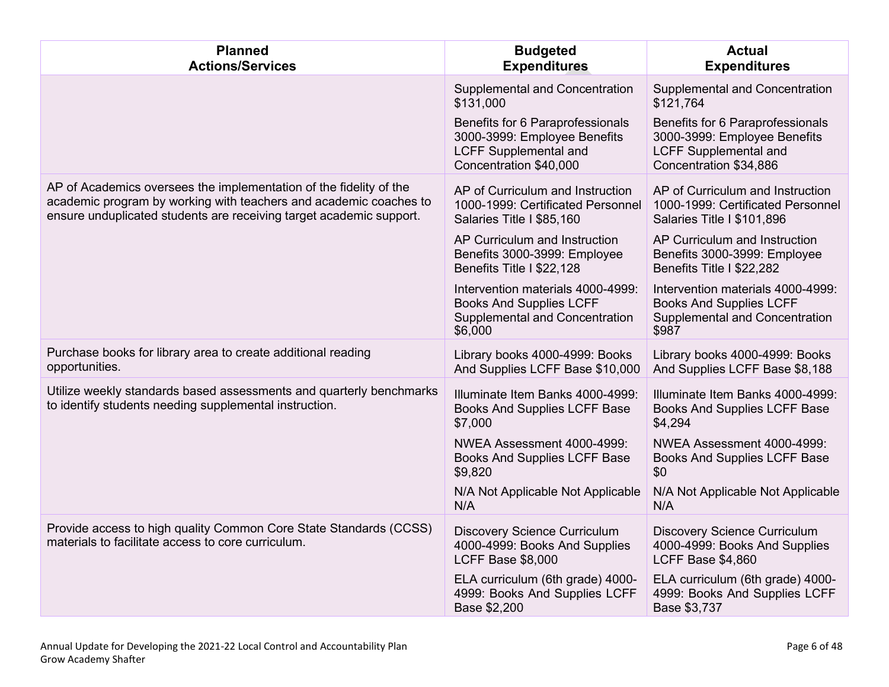| Planned Actions/Services | Budgeted Expenditures | Actual Expenditures |
|---|---|---|
| | Supplemental and Concentration $131,000 | Supplemental and Concentration $121,764 |
| | Benefits for 6 Paraprofessionals 3000-3999: Employee Benefits LCFF Supplemental and Concentration $40,000 | Benefits for 6 Paraprofessionals 3000-3999: Employee Benefits LCFF Supplemental and Concentration $34,886 |
| AP of Academics oversees the implementation of the fidelity of the academic program by working with teachers and academic coaches to ensure unduplicated students are receiving target academic support. | AP of Curriculum and Instruction 1000-1999: Certificated Personnel Salaries Title I $85,160 | AP of Curriculum and Instruction 1000-1999: Certificated Personnel Salaries Title I $101,896 |
| | AP Curriculum and Instruction Benefits 3000-3999: Employee Benefits Title I $22,128 | AP Curriculum and Instruction Benefits 3000-3999: Employee Benefits Title I $22,282 |
| | Intervention materials 4000-4999: Books And Supplies LCFF Supplemental and Concentration $6,000 | Intervention materials 4000-4999: Books And Supplies LCFF Supplemental and Concentration $987 |
| Purchase books for library area to create additional reading opportunities. | Library books 4000-4999: Books And Supplies LCFF Base $10,000 | Library books 4000-4999: Books And Supplies LCFF Base $8,188 |
| Utilize weekly standards based assessments and quarterly benchmarks to identify students needing supplemental instruction. | Illuminate Item Banks 4000-4999: Books And Supplies LCFF Base $7,000 | Illuminate Item Banks 4000-4999: Books And Supplies LCFF Base $4,294 |
| | NWEA Assessment 4000-4999: Books And Supplies LCFF Base $9,820 | NWEA Assessment 4000-4999: Books And Supplies LCFF Base $0 |
| | N/A Not Applicable Not Applicable N/A | N/A Not Applicable Not Applicable N/A |
| Provide access to high quality Common Core State Standards (CCSS) materials to facilitate access to core curriculum. | Discovery Science Curriculum 4000-4999: Books And Supplies LCFF Base $8,000 | Discovery Science Curriculum 4000-4999: Books And Supplies LCFF Base $4,860 |
| | ELA curriculum (6th grade) 4000-4999: Books And Supplies LCFF Base $2,200 | ELA curriculum (6th grade) 4000-4999: Books And Supplies LCFF Base $3,737 |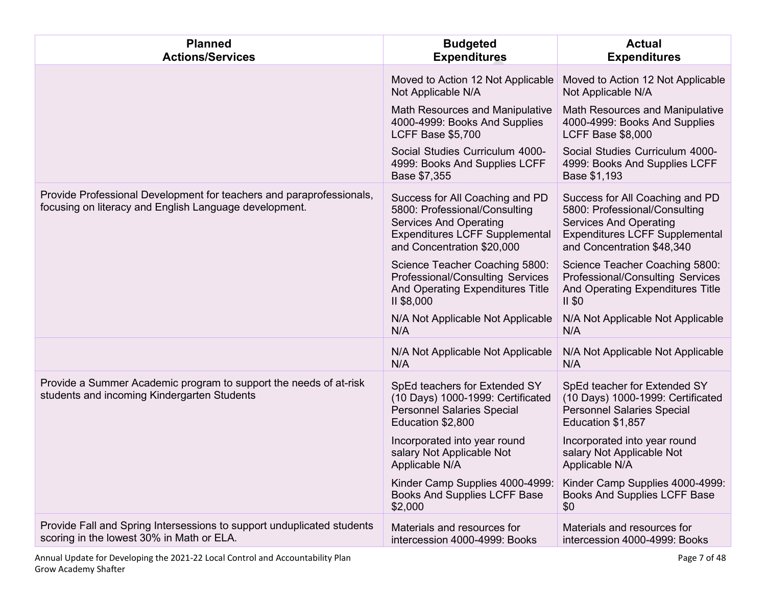| Planned Actions/Services | Budgeted Expenditures | Actual Expenditures |
|---|---|---|
| | Moved to Action 12 Not Applicable Not Applicable N/A | Moved to Action 12 Not Applicable Not Applicable N/A |
| | Math Resources and Manipulative 4000-4999: Books And Supplies LCFF Base $5,700 | Math Resources and Manipulative 4000-4999: Books And Supplies LCFF Base $8,000 |
| | Social Studies Curriculum 4000-4999: Books And Supplies LCFF Base $7,355 | Social Studies Curriculum 4000-4999: Books And Supplies LCFF Base $1,193 |
| Provide Professional Development for teachers and paraprofessionals, focusing on literacy and English Language development. | Success for All Coaching and PD 5800: Professional/Consulting Services And Operating Expenditures LCFF Supplemental and Concentration $20,000 | Success for All Coaching and PD 5800: Professional/Consulting Services And Operating Expenditures LCFF Supplemental and Concentration $48,340 |
| | Science Teacher Coaching 5800: Professional/Consulting Services And Operating Expenditures Title II $8,000 | Science Teacher Coaching 5800: Professional/Consulting Services And Operating Expenditures Title II $0 |
| | N/A Not Applicable Not Applicable N/A | N/A Not Applicable Not Applicable N/A |
| | N/A Not Applicable Not Applicable N/A | N/A Not Applicable Not Applicable N/A |
| Provide a Summer Academic program to support the needs of at-risk students and incoming Kindergarten Students | SpEd teachers for Extended SY (10 Days) 1000-1999: Certificated Personnel Salaries Special Education $2,800 | SpEd teacher for Extended SY (10 Days) 1000-1999: Certificated Personnel Salaries Special Education $1,857 |
| | Incorporated into year round salary Not Applicable Not Applicable N/A | Incorporated into year round salary Not Applicable Not Applicable N/A |
| | Kinder Camp Supplies 4000-4999: Books And Supplies LCFF Base $2,000 | Kinder Camp Supplies 4000-4999: Books And Supplies LCFF Base $0 |
| Provide Fall and Spring Intersessions to support unduplicated students scoring in the lowest 30% in Math or ELA. | Materials and resources for intercession 4000-4999: Books | Materials and resources for intercession 4000-4999: Books |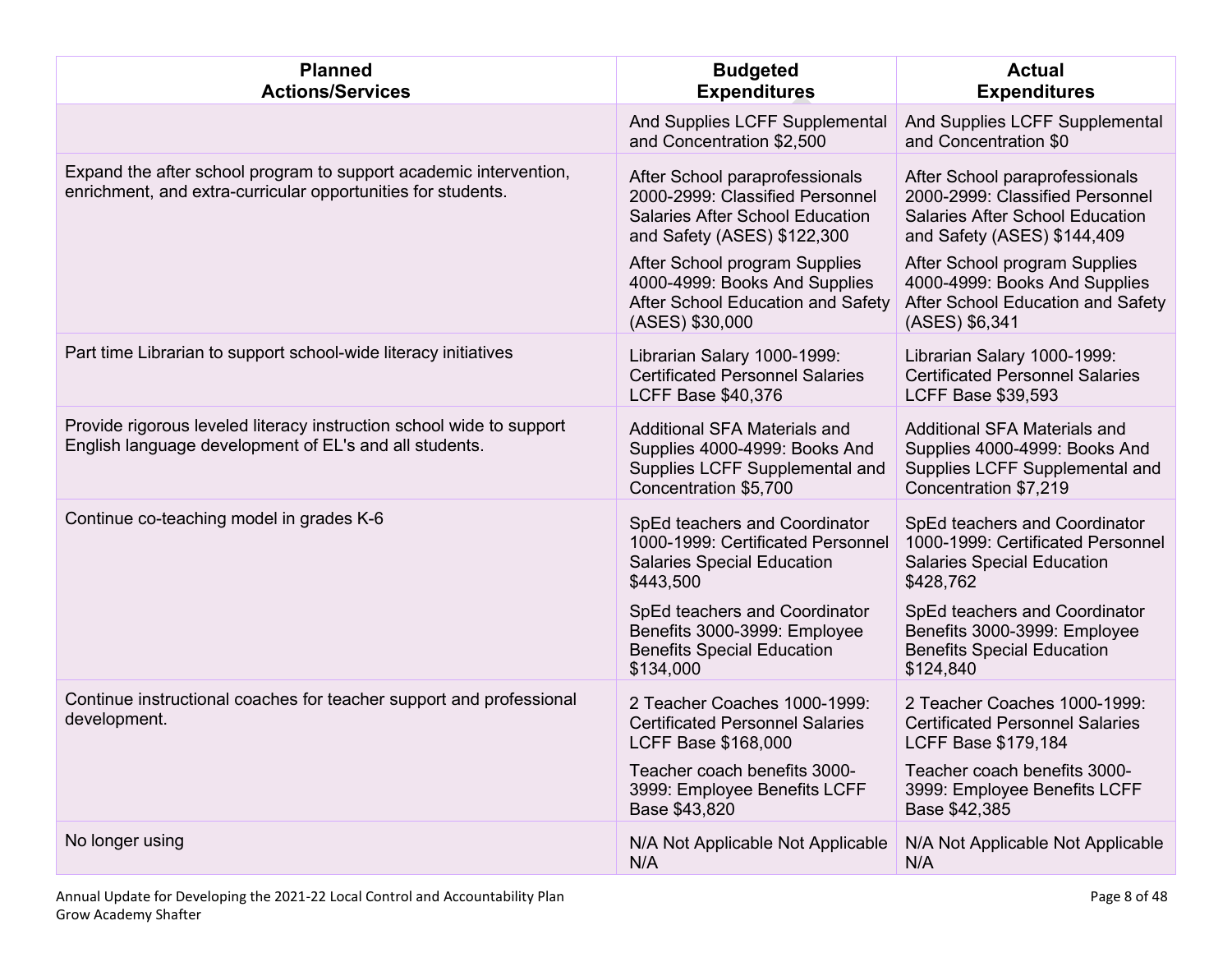| Planned Actions/Services | Budgeted Expenditures | Actual Expenditures |
|---|---|---|
| | And Supplies LCFF Supplemental and Concentration $2,500 | And Supplies LCFF Supplemental and Concentration $0 |
| Expand the after school program to support academic intervention, enrichment, and extra-curricular opportunities for students. | After School paraprofessionals 2000-2999: Classified Personnel Salaries After School Education and Safety (ASES) $122,300 | After School paraprofessionals 2000-2999: Classified Personnel Salaries After School Education and Safety (ASES) $144,409 |
| | After School program Supplies 4000-4999: Books And Supplies After School Education and Safety (ASES) $30,000 | After School program Supplies 4000-4999: Books And Supplies After School Education and Safety (ASES) $6,341 |
| Part time Librarian to support school-wide literacy initiatives | Librarian Salary 1000-1999: Certificated Personnel Salaries LCFF Base $40,376 | Librarian Salary 1000-1999: Certificated Personnel Salaries LCFF Base $39,593 |
| Provide rigorous leveled literacy instruction school wide to support English language development of EL's and all students. | Additional SFA Materials and Supplies 4000-4999: Books And Supplies LCFF Supplemental and Concentration $5,700 | Additional SFA Materials and Supplies 4000-4999: Books And Supplies LCFF Supplemental and Concentration $7,219 |
| Continue co-teaching model in grades K-6 | SpEd teachers and Coordinator 1000-1999: Certificated Personnel Salaries Special Education $443,500 | SpEd teachers and Coordinator 1000-1999: Certificated Personnel Salaries Special Education $428,762 |
| | SpEd teachers and Coordinator Benefits 3000-3999: Employee Benefits Special Education $134,000 | SpEd teachers and Coordinator Benefits 3000-3999: Employee Benefits Special Education $124,840 |
| Continue instructional coaches for teacher support and professional development. | 2 Teacher Coaches 1000-1999: Certificated Personnel Salaries LCFF Base $168,000 | 2 Teacher Coaches 1000-1999: Certificated Personnel Salaries LCFF Base $179,184 |
| | Teacher coach benefits 3000-3999: Employee Benefits LCFF Base $43,820 | Teacher coach benefits 3000-3999: Employee Benefits LCFF Base $42,385 |
| No longer using | N/A Not Applicable Not Applicable N/A | N/A Not Applicable Not Applicable N/A |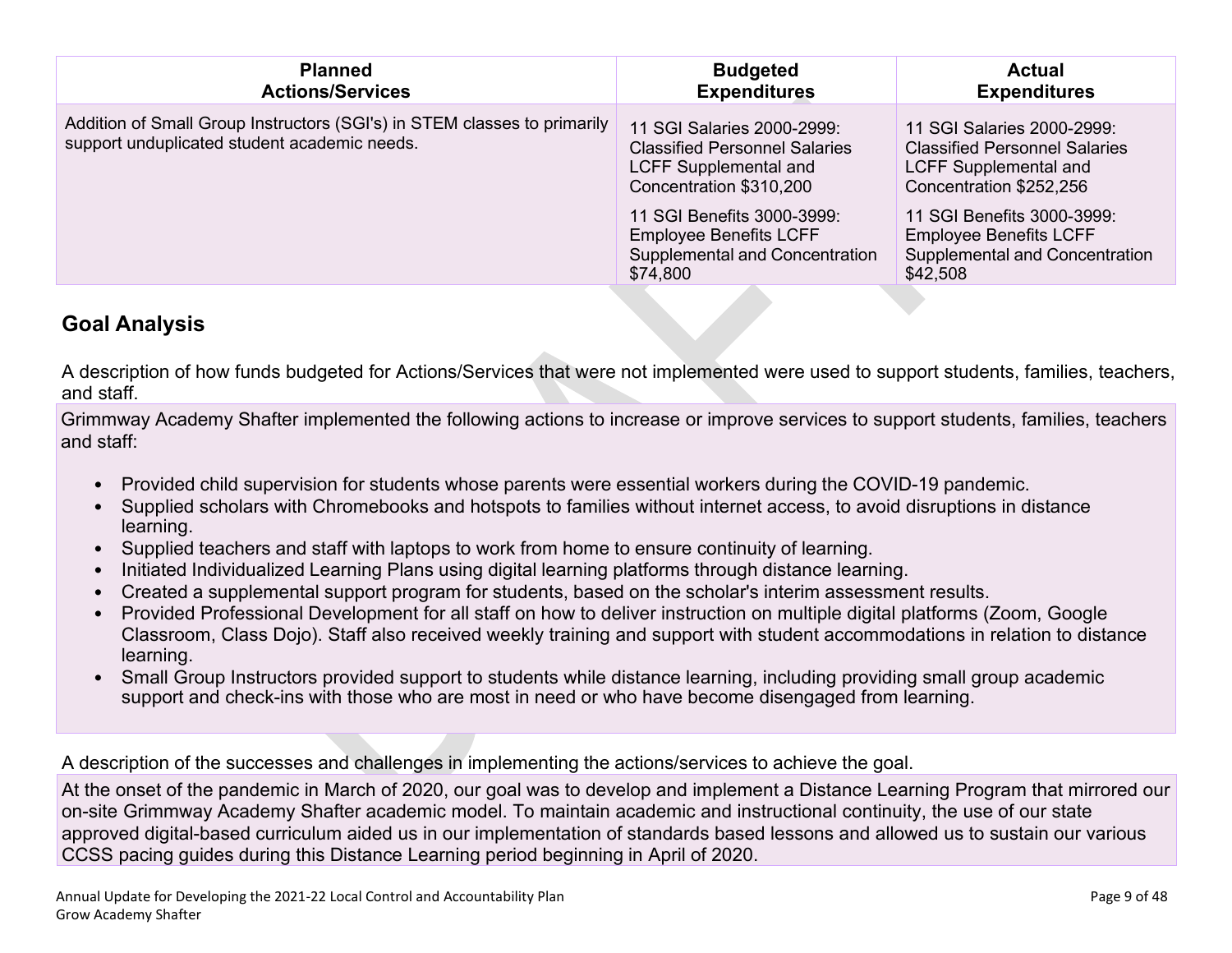| Planned Actions/Services | Budgeted Expenditures | Actual Expenditures |
|---|---|---|
| Addition of Small Group Instructors (SGI's) in STEM classes to primarily support unduplicated student academic needs. | 11 SGI Salaries 2000-2999: Classified Personnel Salaries LCFF Supplemental and Concentration $310,200<br><br>11 SGI Benefits 3000-3999: Employee Benefits LCFF Supplemental and Concentration $74,800 | 11 SGI Salaries 2000-2999: Classified Personnel Salaries LCFF Supplemental and Concentration $252,256<br><br>11 SGI Benefits 3000-3999: Employee Benefits LCFF Supplemental and Concentration $42,508 |

## Goal Analysis

A description of how funds budgeted for Actions/Services that were not implemented were used to support students, families, teachers, and staff.

Grimmway Academy Shafter implemented the following actions to increase or improve services to support students, families, teachers and staff:

- Provided child supervision for students whose parents were essential workers during the COVID-19 pandemic.
- Supplied scholars with Chromebooks and hotspots to families without internet access, to avoid disruptions in distance learning.
- Supplied teachers and staff with laptops to work from home to ensure continuity of learning.
- Initiated Individualized Learning Plans using digital learning platforms through distance learning.
- Created a supplemental support program for students, based on the scholar's interim assessment results.
- Provided Professional Development for all staff on how to deliver instruction on multiple digital platforms (Zoom, Google Classroom, Class Dojo). Staff also received weekly training and support with student accommodations in relation to distance learning.
- Small Group Instructors provided support to students while distance learning, including providing small group academic support and check-ins with those who are most in need or who have become disengaged from learning.

A description of the successes and challenges in implementing the actions/services to achieve the goal.

At the onset of the pandemic in March of 2020, our goal was to develop and implement a Distance Learning Program that mirrored our on-site Grimmway Academy Shafter academic model. To maintain academic and instructional continuity, the use of our state approved digital-based curriculum aided us in our implementation of standards based lessons and allowed us to sustain our various CCSS pacing guides during this Distance Learning period beginning in April of 2020.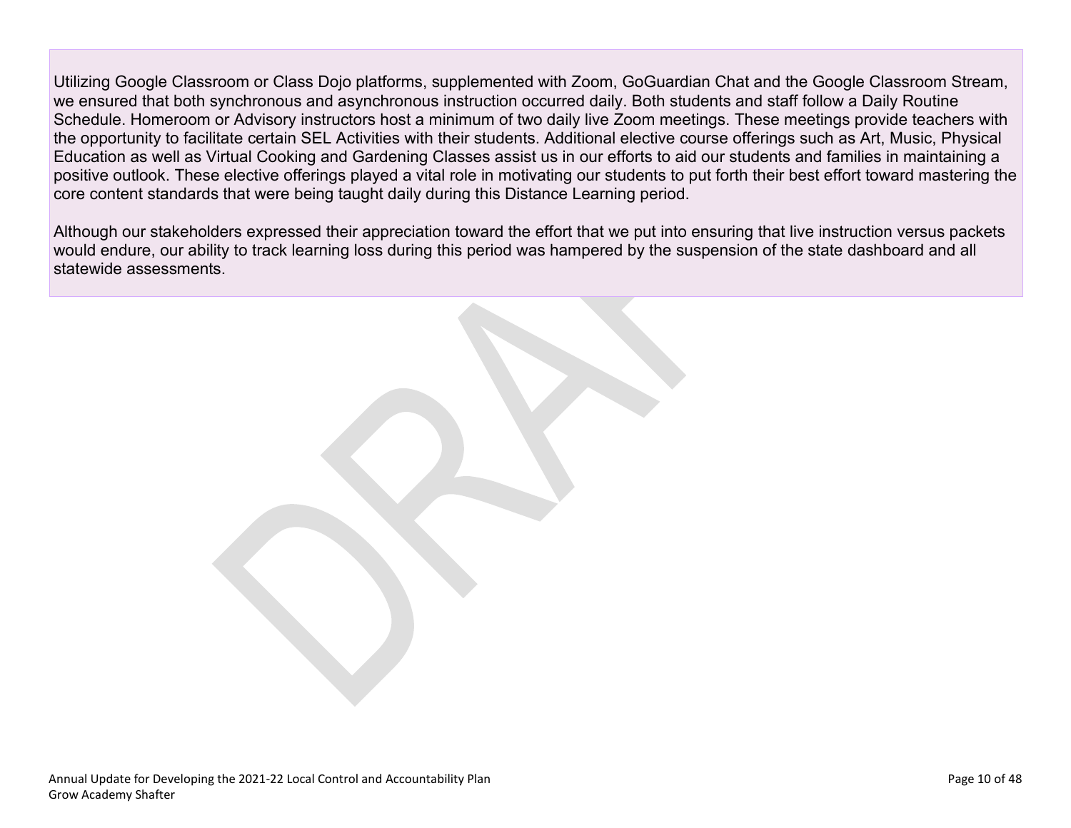Utilizing Google Classroom or Class Dojo platforms, supplemented with Zoom, GoGuardian Chat and the Google Classroom Stream, we ensured that both synchronous and asynchronous instruction occurred daily. Both students and staff follow a Daily Routine Schedule. Homeroom or Advisory instructors host a minimum of two daily live Zoom meetings. These meetings provide teachers with the opportunity to facilitate certain SEL Activities with their students. Additional elective course offerings such as Art, Music, Physical Education as well as Virtual Cooking and Gardening Classes assist us in our efforts to aid our students and families in maintaining a positive outlook. These elective offerings played a vital role in motivating our students to put forth their best effort toward mastering the core content standards that were being taught daily during this Distance Learning period.

Although our stakeholders expressed their appreciation toward the effort that we put into ensuring that live instruction versus packets would endure, our ability to track learning loss during this period was hampered by the suspension of the state dashboard and all statewide assessments.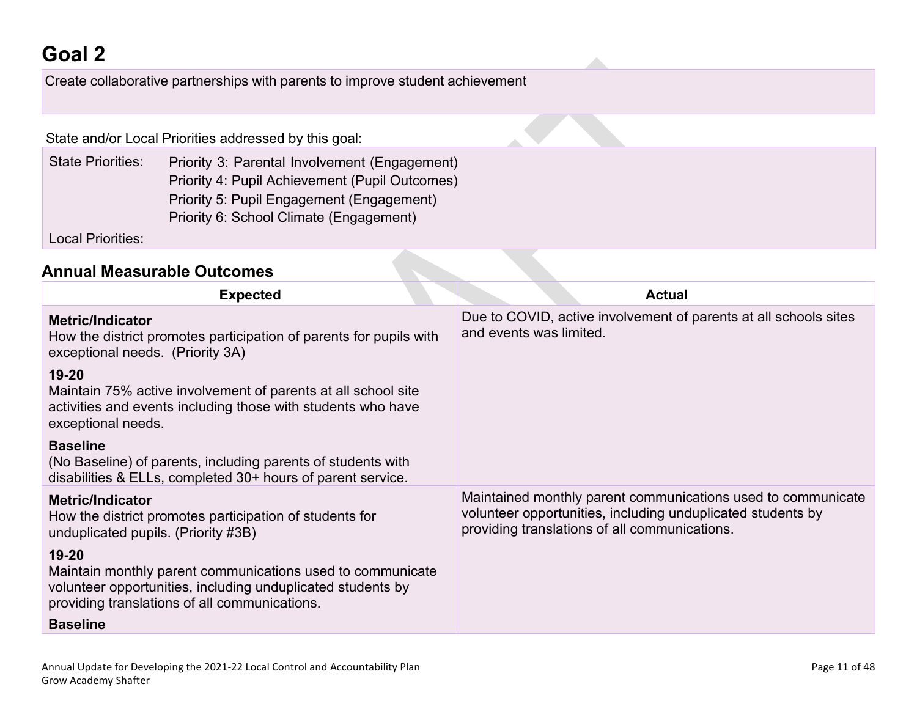# Goal 2

Create collaborative partnerships with parents to improve student achievement

State and/or Local Priorities addressed by this goal:

State Priorities: Priority 3: Parental Involvement (Engagement)
Priority 4: Pupil Achievement (Pupil Outcomes)
Priority 5: Pupil Engagement (Engagement)
Priority 6: School Climate (Engagement)

Local Priorities:

## Annual Measurable Outcomes

| Expected | Actual |
|---|---|
| **Metric/Indicator**<br>How the district promotes participation of parents for pupils with exceptional needs. (Priority 3A)<br><br>**19-20**<br>Maintain 75% active involvement of parents at all school site activities and events including those with students who have exceptional needs.<br><br>**Baseline**<br>(No Baseline) of parents, including parents of students with disabilities & ELLs, completed 30+ hours of parent service. | Due to COVID, active involvement of parents at all schools sites and events was limited. |
| **Metric/Indicator**<br>How the district promotes participation of students for unduplicated pupils. (Priority #3B)<br><br>**19-20**<br>Maintain monthly parent communications used to communicate volunteer opportunities, including unduplicated students by providing translations of all communications.<br><br>**Baseline** | Maintained monthly parent communications used to communicate volunteer opportunities, including unduplicated students by providing translations of all communications. |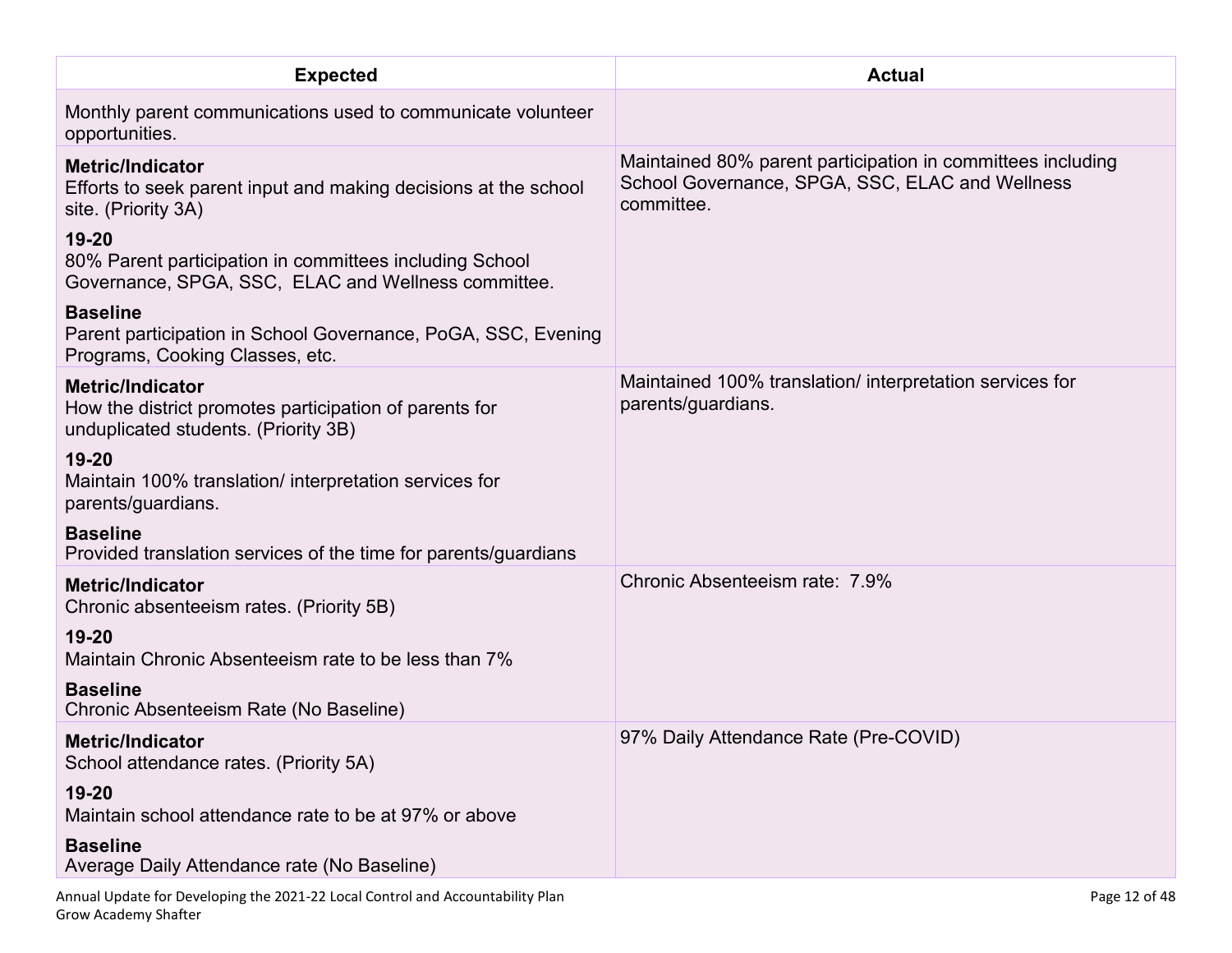| Expected | Actual |
| --- | --- |
| Monthly parent communications used to communicate volunteer opportunities. | |
| **Metric/Indicator**<br>Efforts to seek parent input and making decisions at the school site. (Priority 3A)<br>**19-20**<br>80% Parent participation in committees including School Governance, SPGA, SSC, ELAC and Wellness committee.<br>**Baseline**<br>Parent participation in School Governance, PoGA, SSC, Evening Programs, Cooking Classes, etc. | Maintained 80% parent participation in committees including School Governance, SPGA, SSC, ELAC and Wellness committee. |
| **Metric/Indicator**<br>How the district promotes participation of parents for unduplicated students. (Priority 3B)<br>**19-20**<br>Maintain 100% translation/ interpretation services for parents/guardians.<br>**Baseline**<br>Provided translation services of the time for parents/guardians | Maintained 100% translation/ interpretation services for parents/guardians. |
| **Metric/Indicator**<br>Chronic absenteeism rates. (Priority 5B)<br>**19-20**<br>Maintain Chronic Absenteeism rate to be less than 7%<br>**Baseline**<br>Chronic Absenteeism Rate (No Baseline) | Chronic Absenteeism rate: 7.9% |
| **Metric/Indicator**<br>School attendance rates. (Priority 5A)<br>**19-20**<br>Maintain school attendance rate to be at 97% or above<br>**Baseline**<br>Average Daily Attendance rate (No Baseline) | 97% Daily Attendance Rate (Pre-COVID) |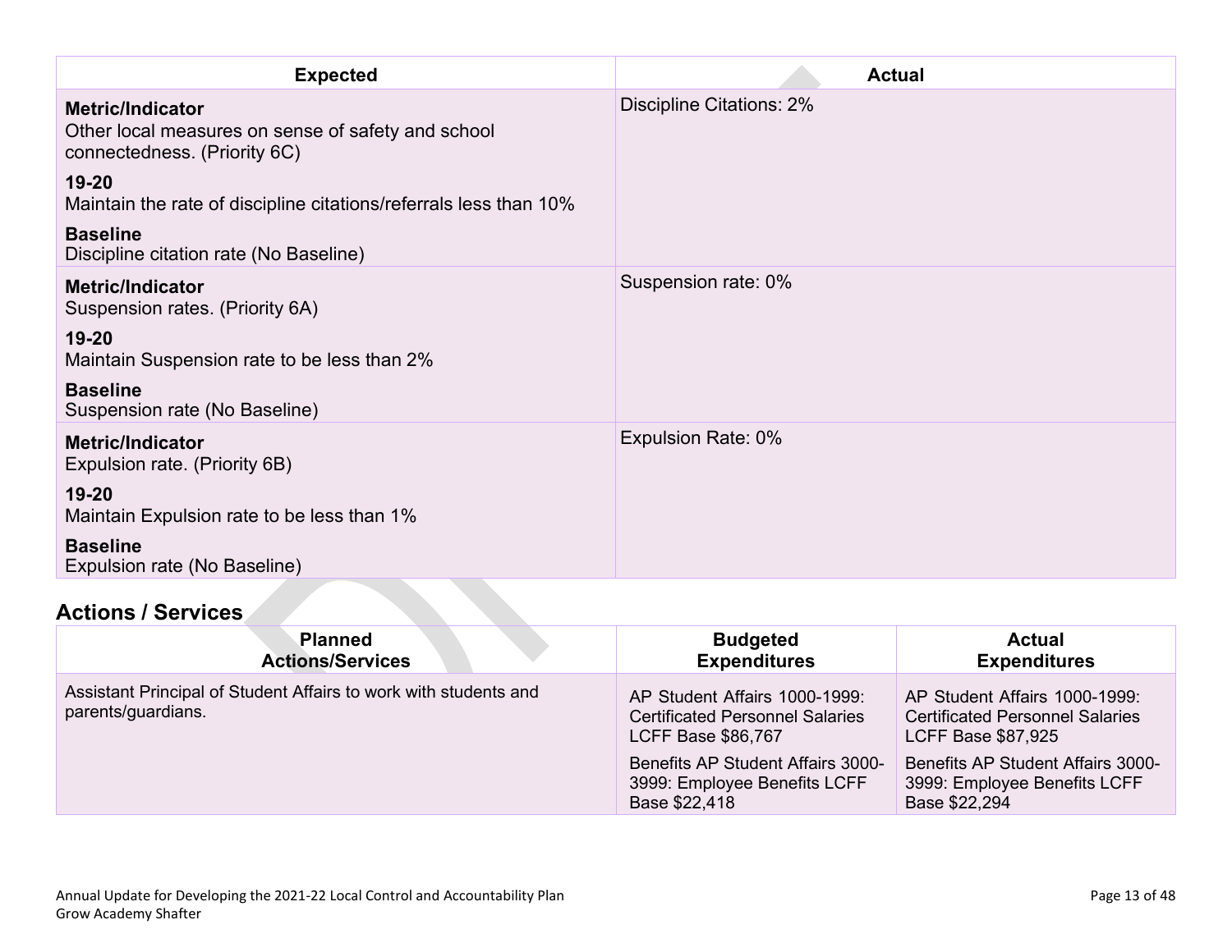| Expected | Actual |
| --- | --- |
| **Metric/Indicator**<br>Other local measures on sense of safety and school connectedness. (Priority 6C)<br>**19-20**<br>Maintain the rate of discipline citations/referrals less than 10%<br>**Baseline**<br>Discipline citation rate (No Baseline) | Discipline Citations: 2% |
| **Metric/Indicator**<br>Suspension rates. (Priority 6A)<br>**19-20**<br>Maintain Suspension rate to be less than 2%<br>**Baseline**<br>Suspension rate (No Baseline) | Suspension rate: 0% |
| **Metric/Indicator**<br>Expulsion rate. (Priority 6B)<br>**19-20**<br>Maintain Expulsion rate to be less than 1%<br>**Baseline**<br>Expulsion rate (No Baseline) | Expulsion Rate: 0% |

## Actions / Services

| Planned Actions/Services | Budgeted Expenditures | Actual Expenditures |
| --- | --- | --- |
| Assistant Principal of Student Affairs to work with students and parents/guardians. | AP Student Affairs 1000-1999: Certificated Personnel Salaries LCFF Base $86,767<br>Benefits AP Student Affairs 3000-3999: Employee Benefits LCFF Base $22,418 | AP Student Affairs 1000-1999: Certificated Personnel Salaries LCFF Base $87,925<br>Benefits AP Student Affairs 3000-3999: Employee Benefits LCFF Base $22,294 |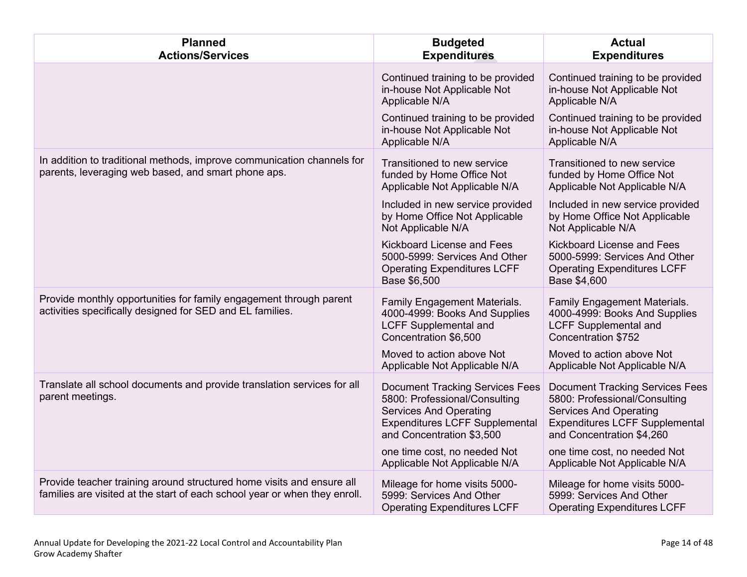| Planned Actions/Services | Budgeted Expenditures | Actual Expenditures |
| --- | --- | --- |
| | Continued training to be provided in-house Not Applicable Not Applicable N/A | Continued training to be provided in-house Not Applicable Not Applicable N/A |
| | Continued training to be provided in-house Not Applicable Not Applicable N/A | Continued training to be provided in-house Not Applicable Not Applicable N/A |
| In addition to traditional methods, improve communication channels for parents, leveraging web based, and smart phone aps. | Transitioned to new service funded by Home Office Not Applicable Not Applicable N/A | Transitioned to new service funded by Home Office Not Applicable Not Applicable N/A |
| | Included in new service provided by Home Office Not Applicable Not Applicable N/A | Included in new service provided by Home Office Not Applicable Not Applicable N/A |
| | Kickboard License and Fees 5000-5999: Services And Other Operating Expenditures LCFF Base $6,500 | Kickboard License and Fees 5000-5999: Services And Other Operating Expenditures LCFF Base $4,600 |
| Provide monthly opportunities for family engagement through parent activities specifically designed for SED and EL families. | Family Engagement Materials. 4000-4999: Books And Supplies LCFF Supplemental and Concentration $6,500 | Family Engagement Materials. 4000-4999: Books And Supplies LCFF Supplemental and Concentration $752 |
| | Moved to action above Not Applicable Not Applicable N/A | Moved to action above Not Applicable Not Applicable N/A |
| Translate all school documents and provide translation services for all parent meetings. | Document Tracking Services Fees 5800: Professional/Consulting Services And Operating Expenditures LCFF Supplemental and Concentration $3,500 | Document Tracking Services Fees 5800: Professional/Consulting Services And Operating Expenditures LCFF Supplemental and Concentration $4,260 |
| | one time cost, no needed Not Applicable Not Applicable N/A | one time cost, no needed Not Applicable Not Applicable N/A |
| Provide teacher training around structured home visits and ensure all families are visited at the start of each school year or when they enroll. | Mileage for home visits 5000-5999: Services And Other Operating Expenditures LCFF | Mileage for home visits 5000-5999: Services And Other Operating Expenditures LCFF |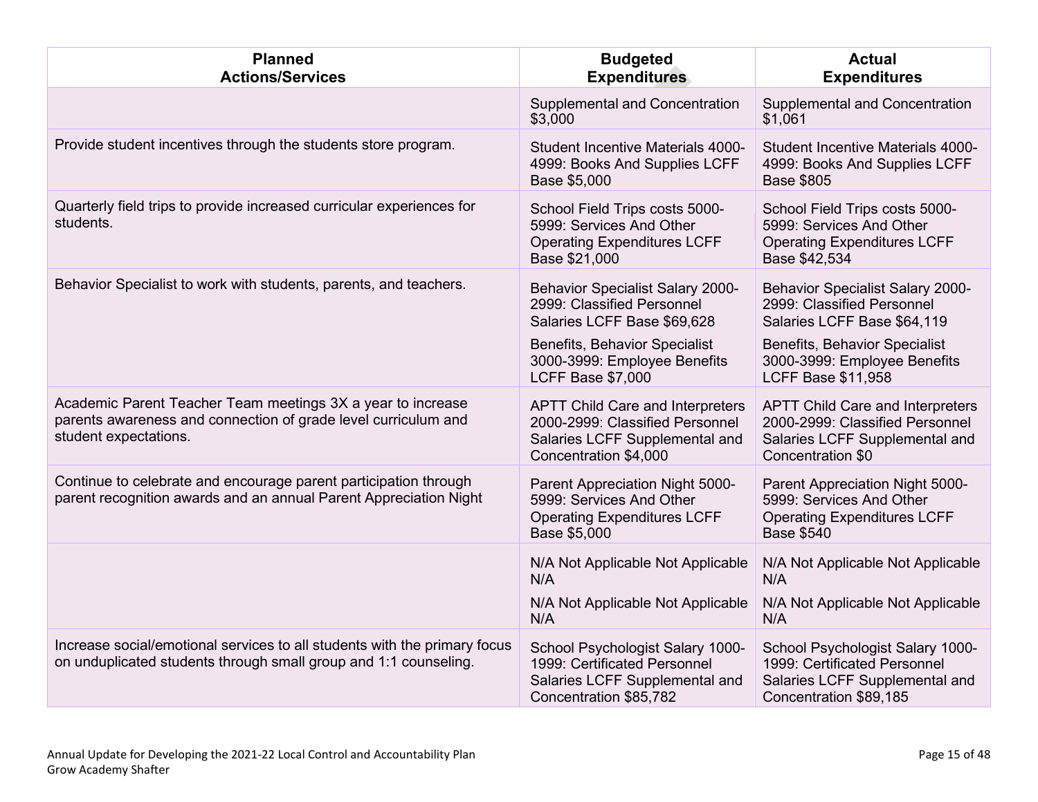| Planned Actions/Services | Budgeted Expenditures | Actual Expenditures |
| --- | --- | --- |
| | Supplemental and Concentration $3,000 | Supplemental and Concentration $1,061 |
| Provide student incentives through the students store program. | Student Incentive Materials 4000-4999: Books And Supplies LCFF Base $5,000 | Student Incentive Materials 4000-4999: Books And Supplies LCFF Base $805 |
| Quarterly field trips to provide increased curricular experiences for students. | School Field Trips costs 5000-5999: Services And Other Operating Expenditures LCFF Base $21,000 | School Field Trips costs 5000-5999: Services And Other Operating Expenditures LCFF Base $42,534 |
| Behavior Specialist to work with students, parents, and teachers. | Behavior Specialist Salary 2000-2999: Classified Personnel Salaries LCFF Base $69,628<br><br>Benefits, Behavior Specialist 3000-3999: Employee Benefits LCFF Base $7,000 | Behavior Specialist Salary 2000-2999: Classified Personnel Salaries LCFF Base $64,119<br><br>Benefits, Behavior Specialist 3000-3999: Employee Benefits LCFF Base $11,958 |
| Academic Parent Teacher Team meetings 3X a year to increase parents awareness and connection of grade level curriculum and student expectations. | APTT Child Care and Interpreters 2000-2999: Classified Personnel Salaries LCFF Supplemental and Concentration $4,000 | APTT Child Care and Interpreters 2000-2999: Classified Personnel Salaries LCFF Supplemental and Concentration $0 |
| Continue to celebrate and encourage parent participation through parent recognition awards and an annual Parent Appreciation Night | Parent Appreciation Night 5000-5999: Services And Other Operating Expenditures LCFF Base $5,000 | Parent Appreciation Night 5000-5999: Services And Other Operating Expenditures LCFF Base $540 |
| | N/A Not Applicable Not Applicable N/A<br><br>N/A Not Applicable Not Applicable N/A | N/A Not Applicable Not Applicable N/A<br><br>N/A Not Applicable Not Applicable N/A |
| Increase social/emotional services to all students with the primary focus on unduplicated students through small group and 1:1 counseling. | School Psychologist Salary 1000-1999: Certificated Personnel Salaries LCFF Supplemental and Concentration $85,782 | School Psychologist Salary 1000-1999: Certificated Personnel Salaries LCFF Supplemental and Concentration $89,185 |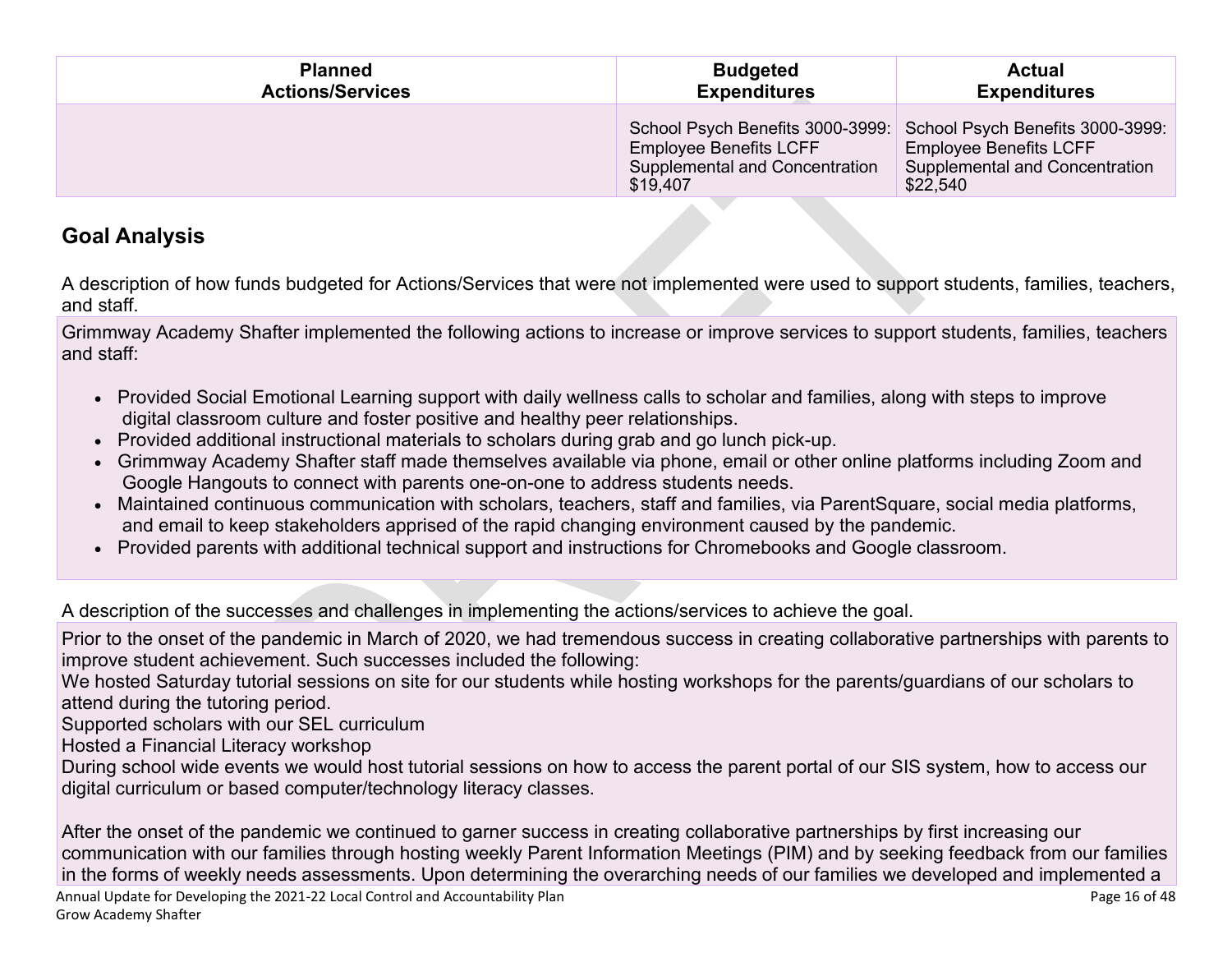| Planned Actions/Services | Budgeted Expenditures | Actual Expenditures |
| --- | --- | --- |
| | School Psych Benefits 3000-3999: Employee Benefits LCFF Supplemental and Concentration $19,407 | School Psych Benefits 3000-3999: Employee Benefits LCFF Supplemental and Concentration $22,540 |

## Goal Analysis

A description of how funds budgeted for Actions/Services that were not implemented were used to support students, families, teachers, and staff.

Grimmway Academy Shafter implemented the following actions to increase or improve services to support students, families, teachers and staff:

- Provided Social Emotional Learning support with daily wellness calls to scholar and families, along with steps to improve digital classroom culture and foster positive and healthy peer relationships.
- Provided additional instructional materials to scholars during grab and go lunch pick-up.
- Grimmway Academy Shafter staff made themselves available via phone, email or other online platforms including Zoom and Google Hangouts to connect with parents one-on-one to address students needs.
- Maintained continuous communication with scholars, teachers, staff and families, via ParentSquare, social media platforms, and email to keep stakeholders apprised of the rapid changing environment caused by the pandemic.
- Provided parents with additional technical support and instructions for Chromebooks and Google classroom.

A description of the successes and challenges in implementing the actions/services to achieve the goal.

Prior to the onset of the pandemic in March of 2020, we had tremendous success in creating collaborative partnerships with parents to improve student achievement. Such successes included the following:
We hosted Saturday tutorial sessions on site for our students while hosting workshops for the parents/guardians of our scholars to attend during the tutoring period.
Supported scholars with our SEL curriculum
Hosted a Financial Literacy workshop
During school wide events we would host tutorial sessions on how to access the parent portal of our SIS system, how to access our digital curriculum or based computer/technology literacy classes.

After the onset of the pandemic we continued to garner success in creating collaborative partnerships by first increasing our communication with our families through hosting weekly Parent Information Meetings (PIM) and by seeking feedback from our families in the forms of weekly needs assessments. Upon determining the overarching needs of our families we developed and implemented a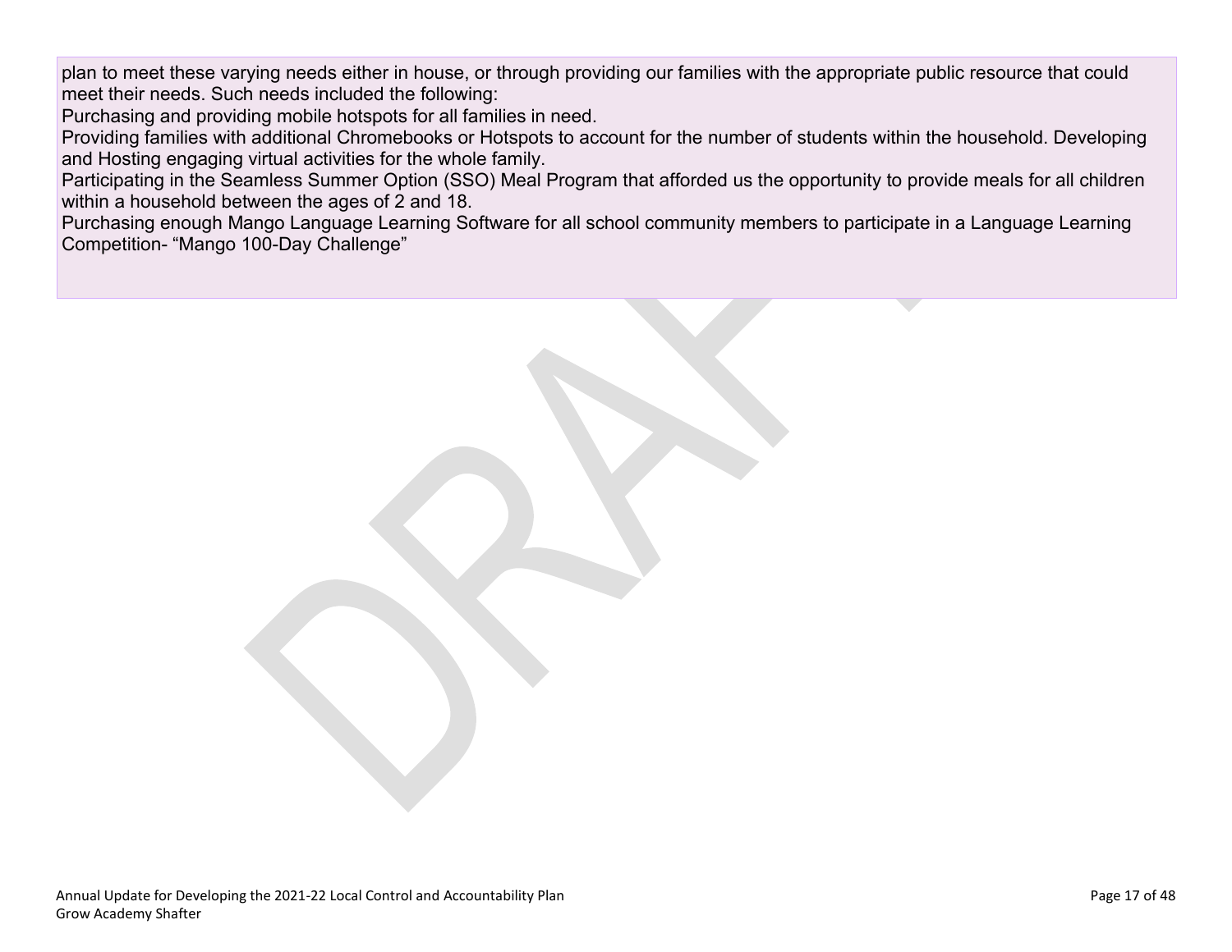plan to meet these varying needs either in house, or through providing our families with the appropriate public resource that could meet their needs. Such needs included the following:

Purchasing and providing mobile hotspots for all families in need.

Providing families with additional Chromebooks or Hotspots to account for the number of students within the household. Developing and Hosting engaging virtual activities for the whole family.

Participating in the Seamless Summer Option (SSO) Meal Program that afforded us the opportunity to provide meals for all children within a household between the ages of 2 and 18.

Purchasing enough Mango Language Learning Software for all school community members to participate in a Language Learning Competition- “Mango 100-Day Challenge”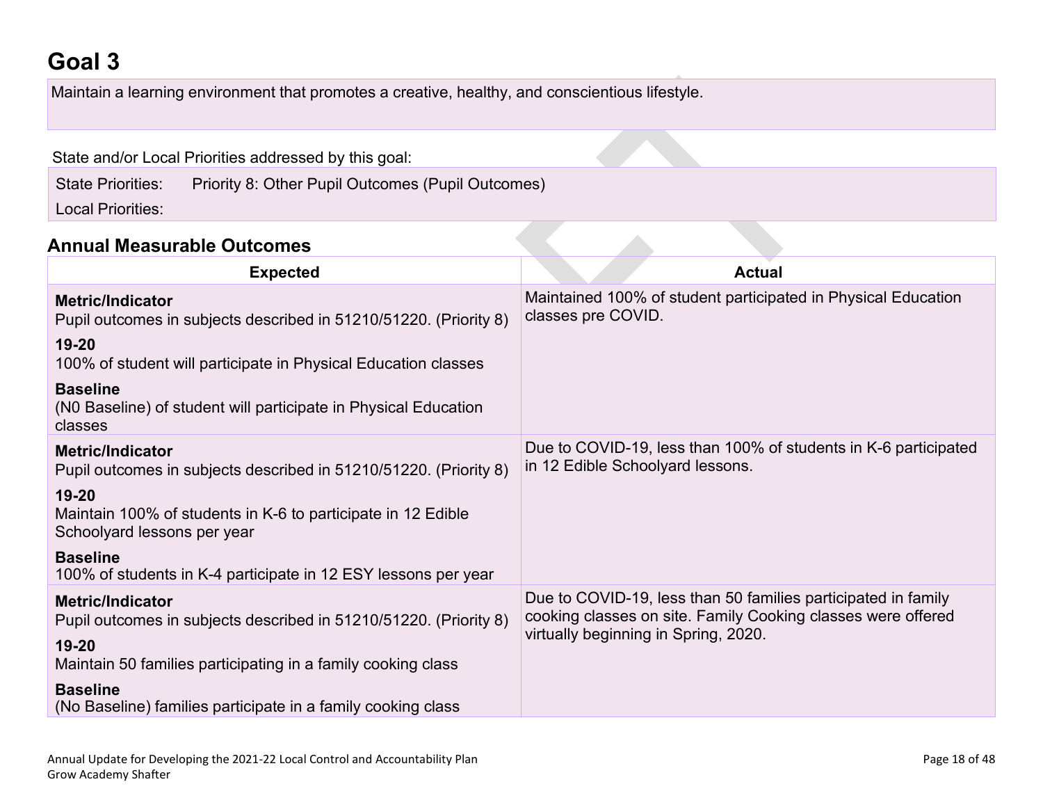# Goal 3

Maintain a learning environment that promotes a creative, healthy, and conscientious lifestyle.

State and/or Local Priorities addressed by this goal:

State Priorities: Priority 8: Other Pupil Outcomes (Pupil Outcomes)

Local Priorities:

## Annual Measurable Outcomes

| Expected | Actual |
|---|---|
| **Metric/Indicator**<br>Pupil outcomes in subjects described in 51210/51220. (Priority 8)<br>**19-20**<br>100% of student will participate in Physical Education classes<br>**Baseline**<br>(N0 Baseline) of student will participate in Physical Education classes | Maintained 100% of student participated in Physical Education classes pre COVID. |
| **Metric/Indicator**<br>Pupil outcomes in subjects described in 51210/51220. (Priority 8)<br>**19-20**<br>Maintain 100% of students in K-6 to participate in 12 Edible Schoolyard lessons per year<br>**Baseline**<br>100% of students in K-4 participate in 12 ESY lessons per year | Due to COVID-19, less than 100% of students in K-6 participated in 12 Edible Schoolyard lessons. |
| **Metric/Indicator**<br>Pupil outcomes in subjects described in 51210/51220. (Priority 8)<br>**19-20**<br>Maintain 50 families participating in a family cooking class<br>**Baseline**<br>(No Baseline) families participate in a family cooking class | Due to COVID-19, less than 50 families participated in family cooking classes on site. Family Cooking classes were offered virtually beginning in Spring, 2020. |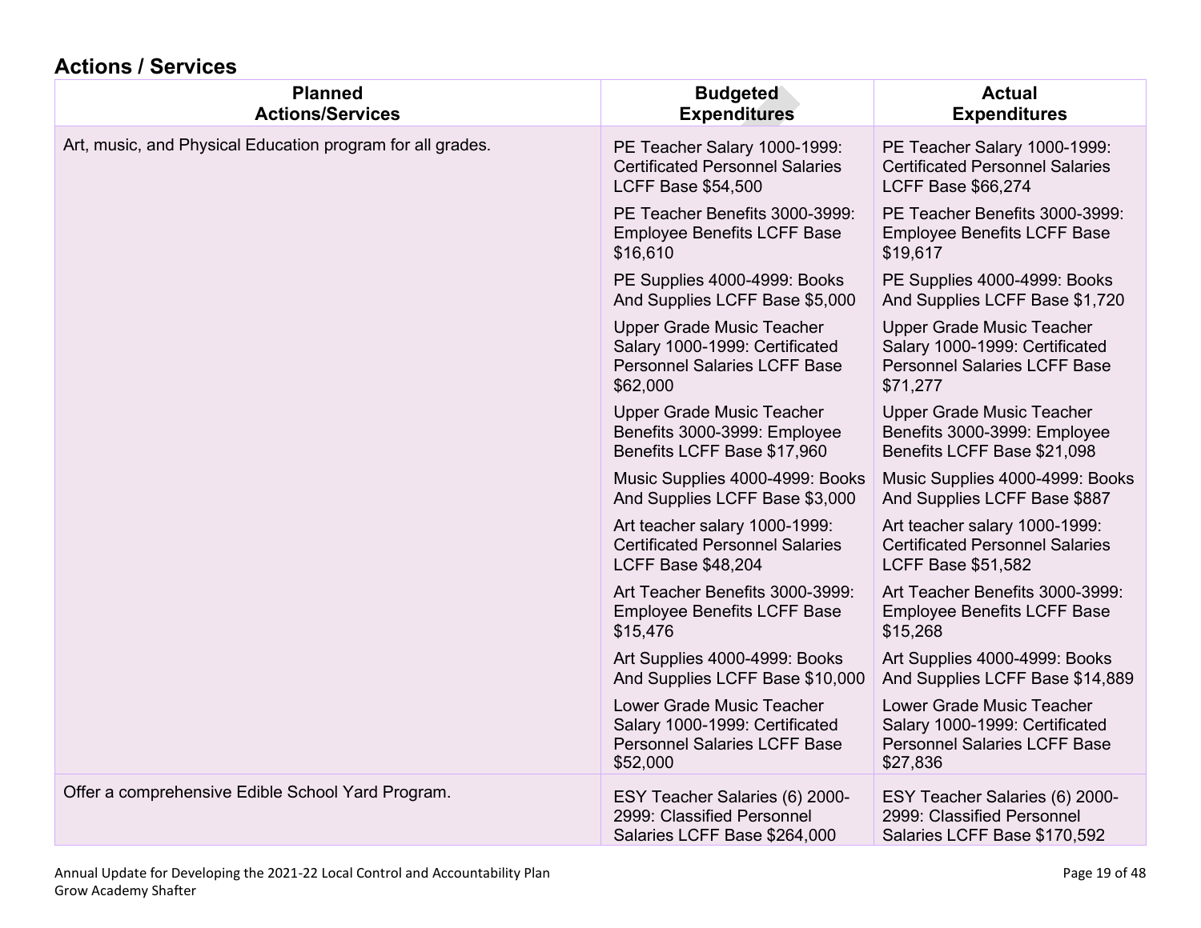## Actions / Services

| Planned Actions/Services | Budgeted Expenditures | Actual Expenditures |
|---|---|---|
| Art, music, and Physical Education program for all grades. | PE Teacher Salary 1000-1999: Certificated Personnel Salaries LCFF Base $54,500 | PE Teacher Salary 1000-1999: Certificated Personnel Salaries LCFF Base $66,274 |
| | PE Teacher Benefits 3000-3999: Employee Benefits LCFF Base $16,610 | PE Teacher Benefits 3000-3999: Employee Benefits LCFF Base $19,617 |
| | PE Supplies 4000-4999: Books And Supplies LCFF Base $5,000 | PE Supplies 4000-4999: Books And Supplies LCFF Base $1,720 |
| | Upper Grade Music Teacher Salary 1000-1999: Certificated Personnel Salaries LCFF Base $62,000 | Upper Grade Music Teacher Salary 1000-1999: Certificated Personnel Salaries LCFF Base $71,277 |
| | Upper Grade Music Teacher Benefits 3000-3999: Employee Benefits LCFF Base $17,960 | Upper Grade Music Teacher Benefits 3000-3999: Employee Benefits LCFF Base $21,098 |
| | Music Supplies 4000-4999: Books And Supplies LCFF Base $3,000 | Music Supplies 4000-4999: Books And Supplies LCFF Base $887 |
| | Art teacher salary 1000-1999: Certificated Personnel Salaries LCFF Base $48,204 | Art teacher salary 1000-1999: Certificated Personnel Salaries LCFF Base $51,582 |
| | Art Teacher Benefits 3000-3999: Employee Benefits LCFF Base $15,476 | Art Teacher Benefits 3000-3999: Employee Benefits LCFF Base $15,268 |
| | Art Supplies 4000-4999: Books And Supplies LCFF Base $10,000 | Art Supplies 4000-4999: Books And Supplies LCFF Base $14,889 |
| | Lower Grade Music Teacher Salary 1000-1999: Certificated Personnel Salaries LCFF Base $52,000 | Lower Grade Music Teacher Salary 1000-1999: Certificated Personnel Salaries LCFF Base $27,836 |
| Offer a comprehensive Edible School Yard Program. | ESY Teacher Salaries (6) 2000-2999: Classified Personnel Salaries LCFF Base $264,000 | ESY Teacher Salaries (6) 2000-2999: Classified Personnel Salaries LCFF Base $170,592 |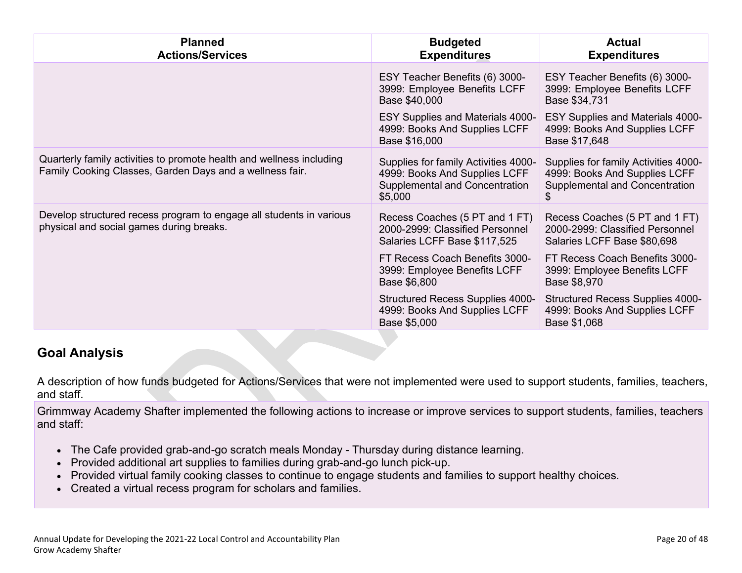| Planned Actions/Services | Budgeted Expenditures | Actual Expenditures |
| --- | --- | --- |
| | ESY Teacher Benefits (6) 3000-3999: Employee Benefits LCFF Base $40,000 | ESY Teacher Benefits (6) 3000-3999: Employee Benefits LCFF Base $34,731 |
| | ESY Supplies and Materials 4000-4999: Books And Supplies LCFF Base $16,000 | ESY Supplies and Materials 4000-4999: Books And Supplies LCFF Base $17,648 |
| Quarterly family activities to promote health and wellness including Family Cooking Classes, Garden Days and a wellness fair. | Supplies for family Activities 4000-4999: Books And Supplies LCFF Supplemental and Concentration $5,000 | Supplies for family Activities 4000-4999: Books And Supplies LCFF Supplemental and Concentration $ |
| Develop structured recess program to engage all students in various physical and social games during breaks. | Recess Coaches (5 PT and 1 FT) 2000-2999: Classified Personnel Salaries LCFF Base $117,525 | Recess Coaches (5 PT and 1 FT) 2000-2999: Classified Personnel Salaries LCFF Base $80,698 |
| | FT Recess Coach Benefits 3000-3999: Employee Benefits LCFF Base $6,800 | FT Recess Coach Benefits 3000-3999: Employee Benefits LCFF Base $8,970 |
| | Structured Recess Supplies 4000-4999: Books And Supplies LCFF Base $5,000 | Structured Recess Supplies 4000-4999: Books And Supplies LCFF Base $1,068 |

## Goal Analysis

A description of how funds budgeted for Actions/Services that were not implemented were used to support students, families, teachers, and staff.

Grimmway Academy Shafter implemented the following actions to increase or improve services to support students, families, teachers and staff:

- The Cafe provided grab-and-go scratch meals Monday - Thursday during distance learning.
- Provided additional art supplies to families during grab-and-go lunch pick-up.
- Provided virtual family cooking classes to continue to engage students and families to support healthy choices.
- Created a virtual recess program for scholars and families.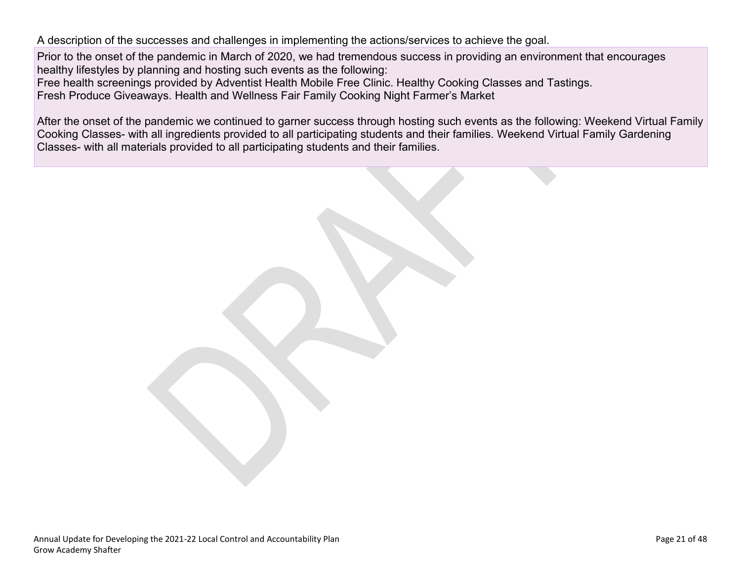A description of the successes and challenges in implementing the actions/services to achieve the goal.

Prior to the onset of the pandemic in March of 2020, we had tremendous success in providing an environment that encourages healthy lifestyles by planning and hosting such events as the following:
Free health screenings provided by Adventist Health Mobile Free Clinic. Healthy Cooking Classes and Tastings.
Fresh Produce Giveaways. Health and Wellness Fair Family Cooking Night Farmer's Market

After the onset of the pandemic we continued to garner success through hosting such events as the following: Weekend Virtual Family Cooking Classes- with all ingredients provided to all participating students and their families. Weekend Virtual Family Gardening Classes- with all materials provided to all participating students and their families.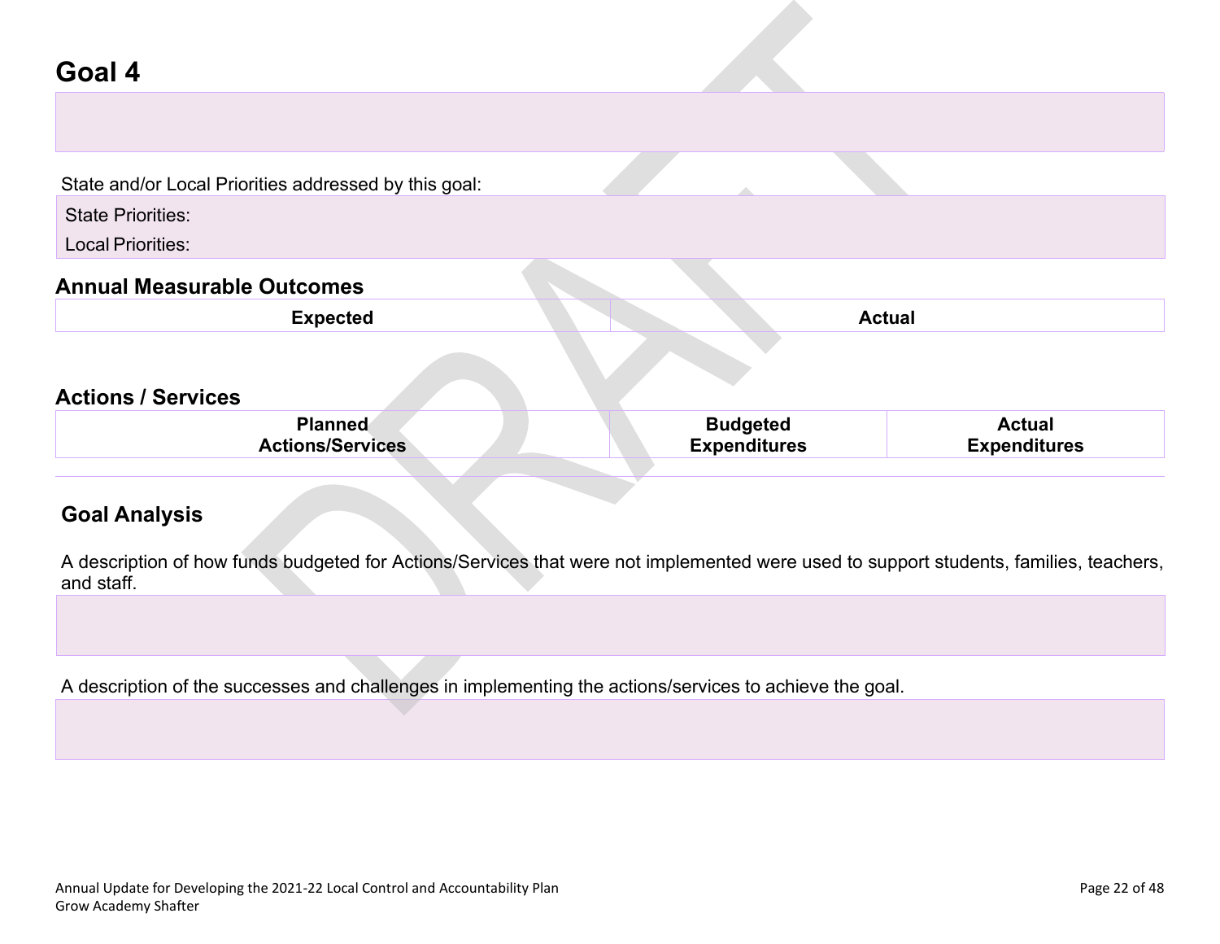# Goal 4

State and/or Local Priorities addressed by this goal:

State Priorities:

Local Priorities:

## Annual Measurable Outcomes

| Expected | Actual |
| --- | --- |

## Actions / Services

| Planned Actions/Services | Budgeted Expenditures | Actual Expenditures |
| --- | --- | --- |

## Goal Analysis

A description of how funds budgeted for Actions/Services that were not implemented were used to support students, families, teachers, and staff.

A description of the successes and challenges in implementing the actions/services to achieve the goal.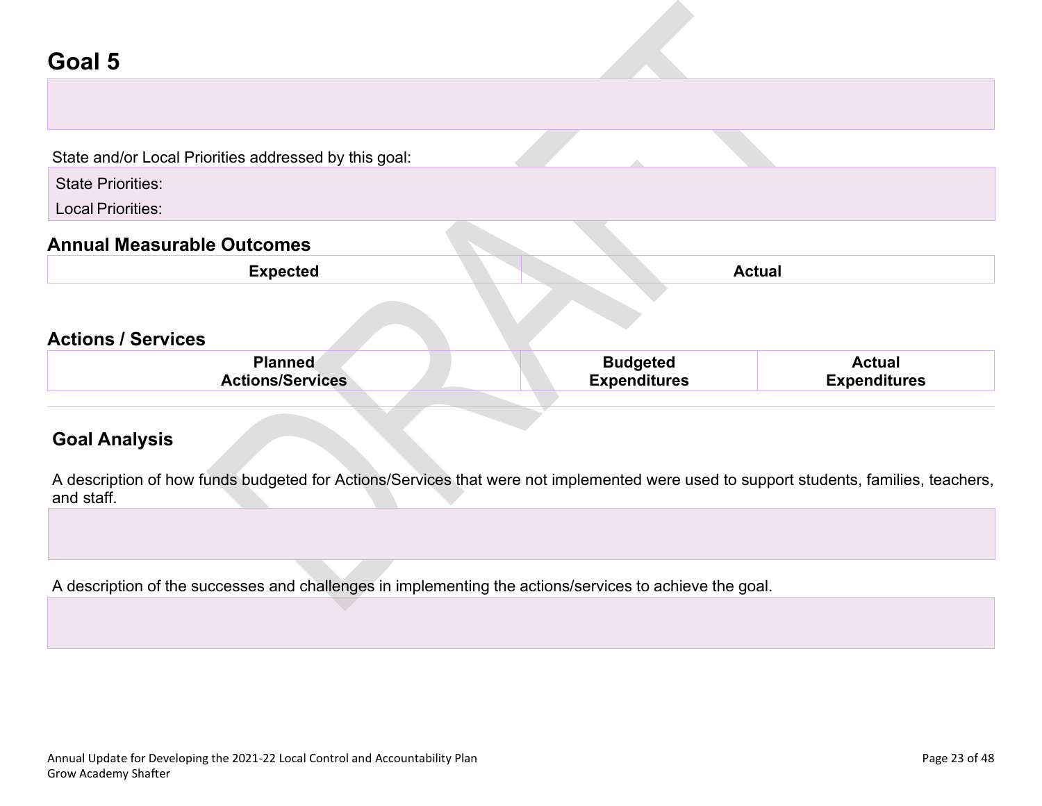# Goal 5

State and/or Local Priorities addressed by this goal:

State Priorities:

Local Priorities:

## Annual Measurable Outcomes

| Expected | Actual |
|---|---|

## Actions / Services

| Planned Actions/Services | Budgeted Expenditures | Actual Expenditures |
|---|---|---|

## Goal Analysis

A description of how funds budgeted for Actions/Services that were not implemented were used to support students, families, teachers, and staff.

A description of the successes and challenges in implementing the actions/services to achieve the goal.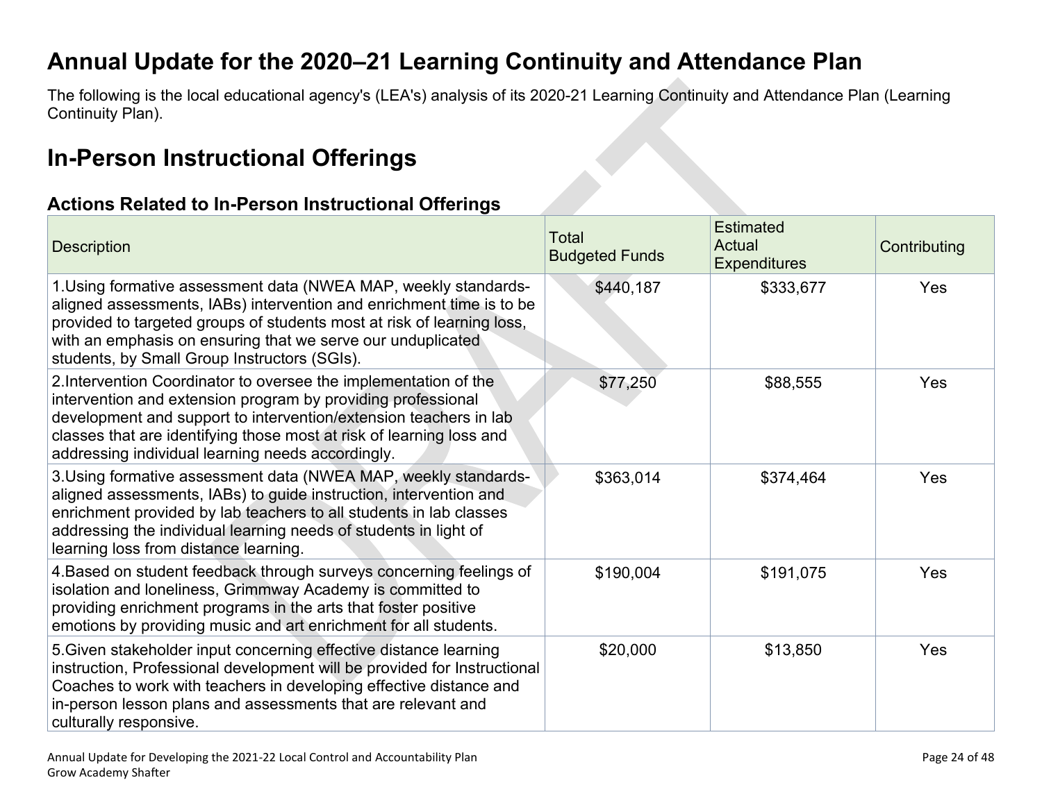# Annual Update for the 2020–21 Learning Continuity and Attendance Plan

The following is the local educational agency's (LEA's) analysis of its 2020-21 Learning Continuity and Attendance Plan (Learning Continuity Plan).

# In-Person Instructional Offerings

### Actions Related to In-Person Instructional Offerings

| Description | Total Budgeted Funds | Estimated Actual Expenditures | Contributing |
|---|---|---|---|
| 1.Using formative assessment data (NWEA MAP, weekly standards-aligned assessments, IABs) intervention and enrichment time is to be provided to targeted groups of students most at risk of learning loss, with an emphasis on ensuring that we serve our unduplicated students, by Small Group Instructors (SGIs). | $440,187 | $333,677 | Yes |
| 2.Intervention Coordinator to oversee the implementation of the intervention and extension program by providing professional development and support to intervention/extension teachers in lab classes that are identifying those most at risk of learning loss and addressing individual learning needs accordingly. | $77,250 | $88,555 | Yes |
| 3.Using formative assessment data (NWEA MAP, weekly standards-aligned assessments, IABs) to guide instruction, intervention and enrichment provided by lab teachers to all students in lab classes addressing the individual learning needs of students in light of learning loss from distance learning. | $363,014 | $374,464 | Yes |
| 4.Based on student feedback through surveys concerning feelings of isolation and loneliness, Grimmway Academy is committed to providing enrichment programs in the arts that foster positive emotions by providing music and art enrichment for all students. | $190,004 | $191,075 | Yes |
| 5.Given stakeholder input concerning effective distance learning instruction, Professional development will be provided for Instructional Coaches to work with teachers in developing effective distance and in-person lesson plans and assessments that are relevant and culturally responsive. | $20,000 | $13,850 | Yes |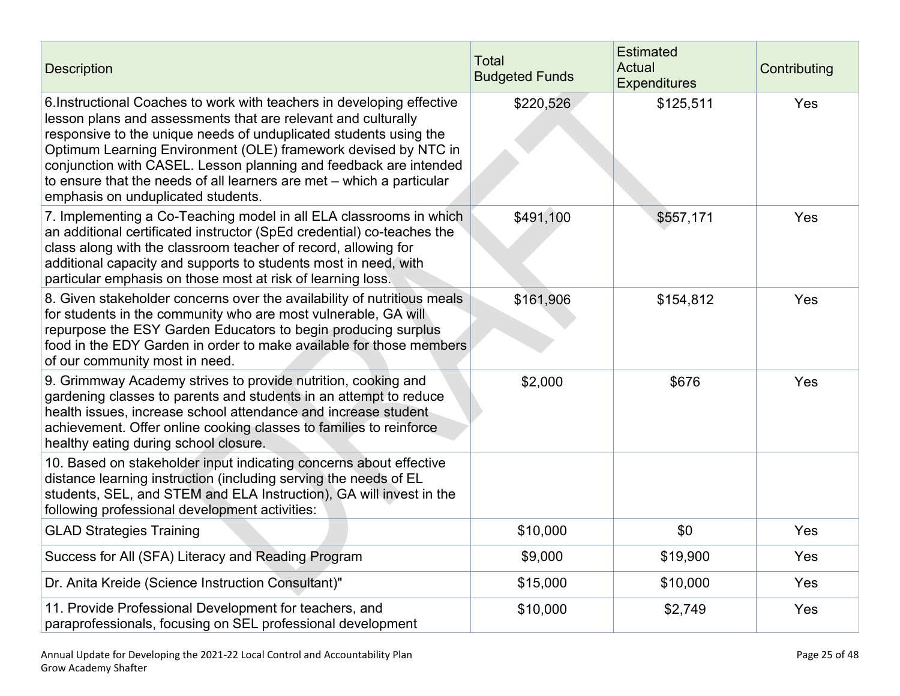| Description | Total Budgeted Funds | Estimated Actual Expenditures | Contributing |
|---|---|---|---|
| 6.Instructional Coaches to work with teachers in developing effective lesson plans and assessments that are relevant and culturally responsive to the unique needs of unduplicated students using the Optimum Learning Environment (OLE) framework devised by NTC in conjunction with CASEL. Lesson planning and feedback are intended to ensure that the needs of all learners are met – which a particular emphasis on unduplicated students. | $220,526 | $125,511 | Yes |
| 7. Implementing a Co-Teaching model in all ELA classrooms in which an additional certificated instructor (SpEd credential) co-teaches the class along with the classroom teacher of record, allowing for additional capacity and supports to students most in need, with particular emphasis on those most at risk of learning loss. | $491,100 | $557,171 | Yes |
| 8. Given stakeholder concerns over the availability of nutritious meals for students in the community who are most vulnerable, GA will repurpose the ESY Garden Educators to begin producing surplus food in the EDY Garden in order to make available for those members of our community most in need. | $161,906 | $154,812 | Yes |
| 9. Grimmway Academy strives to provide nutrition, cooking and gardening classes to parents and students in an attempt to reduce health issues, increase school attendance and increase student achievement. Offer online cooking classes to families to reinforce healthy eating during school closure. | $2,000 | $676 | Yes |
| 10. Based on stakeholder input indicating concerns about effective distance learning instruction (including serving the needs of EL students, SEL, and STEM and ELA Instruction), GA will invest in the following professional development activities: | | | |
| GLAD Strategies Training | $10,000 | $0 | Yes |
| Success for All (SFA) Literacy and Reading Program | $9,000 | $19,900 | Yes |
| Dr. Anita Kreide (Science Instruction Consultant)" | $15,000 | $10,000 | Yes |
| 11. Provide Professional Development for teachers, and paraprofessionals, focusing on SEL professional development | $10,000 | $2,749 | Yes |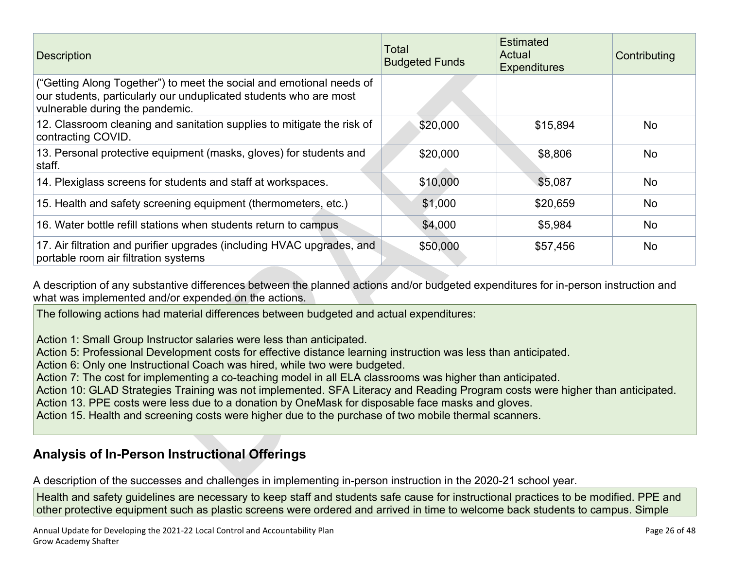| Description | Total Budgeted Funds | Estimated Actual Expenditures | Contributing |
|---|---|---|---|
| (“Getting Along Together”) to meet the social and emotional needs of our students, particularly our unduplicated students who are most vulnerable during the pandemic. | | | |
| 12. Classroom cleaning and sanitation supplies to mitigate the risk of contracting COVID. | $20,000 | $15,894 | No |
| 13. Personal protective equipment (masks, gloves) for students and staff. | $20,000 | $8,806 | No |
| 14. Plexiglass screens for students and staff at workspaces. | $10,000 | $5,087 | No |
| 15. Health and safety screening equipment (thermometers, etc.) | $1,000 | $20,659 | No |
| 16. Water bottle refill stations when students return to campus | $4,000 | $5,984 | No |
| 17. Air filtration and purifier upgrades (including HVAC upgrades, and portable room air filtration systems | $50,000 | $57,456 | No |

A description of any substantive differences between the planned actions and/or budgeted expenditures for in-person instruction and what was implemented and/or expended on the actions.

The following actions had material differences between budgeted and actual expenditures:

Action 1: Small Group Instructor salaries were less than anticipated.
Action 5: Professional Development costs for effective distance learning instruction was less than anticipated.
Action 6: Only one Instructional Coach was hired, while two were budgeted.
Action 7: The cost for implementing a co-teaching model in all ELA classrooms was higher than anticipated.
Action 10: GLAD Strategies Training was not implemented. SFA Literacy and Reading Program costs were higher than anticipated.
Action 13. PPE costs were less due to a donation by OneMask for disposable face masks and gloves.
Action 15. Health and screening costs were higher due to the purchase of two mobile thermal scanners.

## Analysis of In-Person Instructional Offerings

A description of the successes and challenges in implementing in-person instruction in the 2020-21 school year.

Health and safety guidelines are necessary to keep staff and students safe cause for instructional practices to be modified. PPE and other protective equipment such as plastic screens were ordered and arrived in time to welcome back students to campus. Simple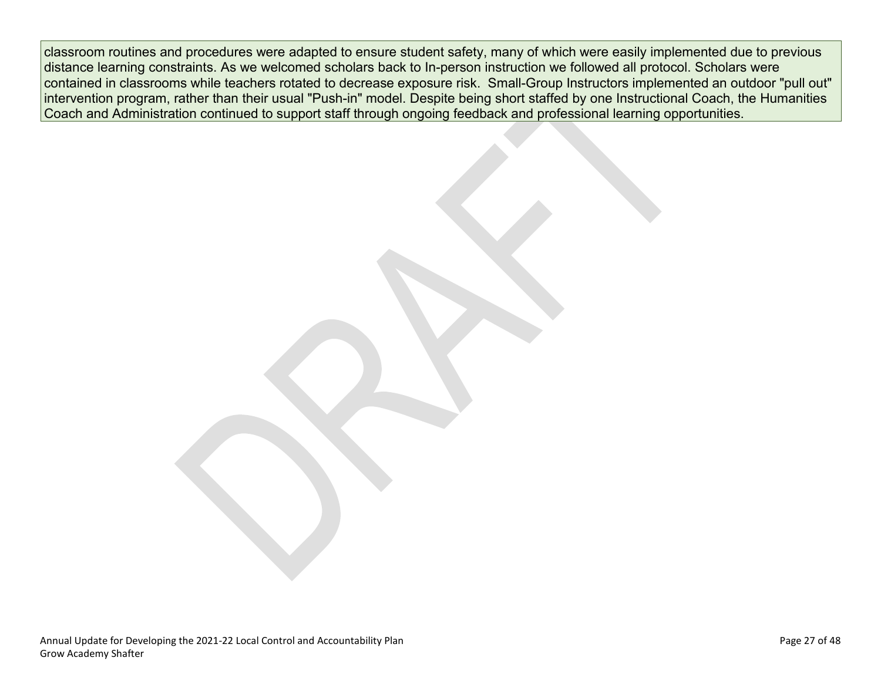classroom routines and procedures were adapted to ensure student safety, many of which were easily implemented due to previous distance learning constraints. As we welcomed scholars back to In-person instruction we followed all protocol. Scholars were contained in classrooms while teachers rotated to decrease exposure risk.  Small-Group Instructors implemented an outdoor "pull out" intervention program, rather than their usual "Push-in" model. Despite being short staffed by one Instructional Coach, the Humanities Coach and Administration continued to support staff through ongoing feedback and professional learning opportunities.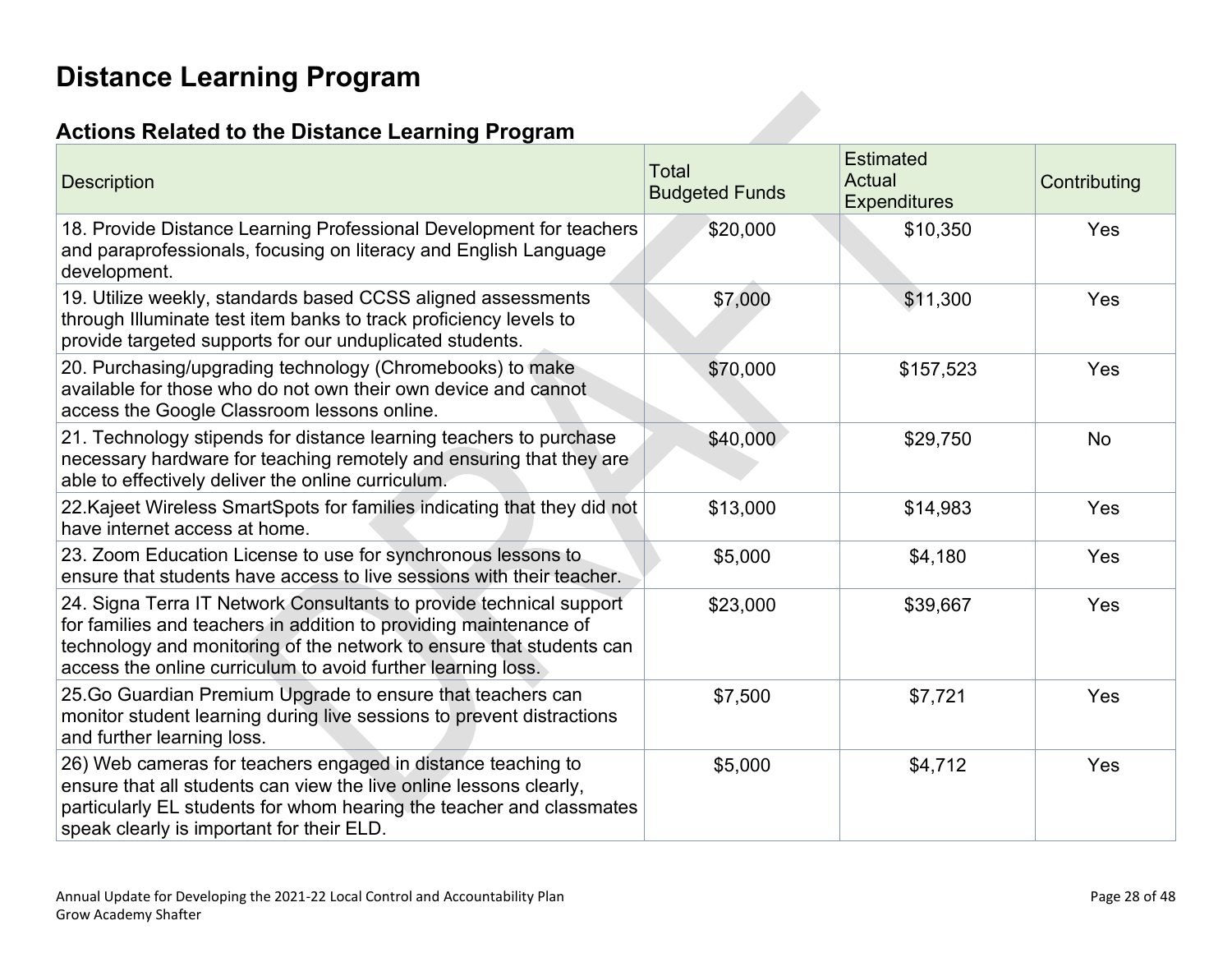# Distance Learning Program

## Actions Related to the Distance Learning Program

| Description | Total Budgeted Funds | Estimated Actual Expenditures | Contributing |
|---|---|---|---|
| 18. Provide Distance Learning Professional Development for teachers and paraprofessionals, focusing on literacy and English Language development. | $20,000 | $10,350 | Yes |
| 19. Utilize weekly, standards based CCSS aligned assessments through Illuminate test item banks to track proficiency levels to provide targeted supports for our unduplicated students. | $7,000 | $11,300 | Yes |
| 20. Purchasing/upgrading technology (Chromebooks) to make available for those who do not own their own device and cannot access the Google Classroom lessons online. | $70,000 | $157,523 | Yes |
| 21. Technology stipends for distance learning teachers to purchase necessary hardware for teaching remotely and ensuring that they are able to effectively deliver the online curriculum. | $40,000 | $29,750 | No |
| 22.Kajeet Wireless SmartSpots for families indicating that they did not have internet access at home. | $13,000 | $14,983 | Yes |
| 23. Zoom Education License to use for synchronous lessons to ensure that students have access to live sessions with their teacher. | $5,000 | $4,180 | Yes |
| 24. Signa Terra IT Network Consultants to provide technical support for families and teachers in addition to providing maintenance of technology and monitoring of the network to ensure that students can access the online curriculum to avoid further learning loss. | $23,000 | $39,667 | Yes |
| 25.Go Guardian Premium Upgrade to ensure that teachers can monitor student learning during live sessions to prevent distractions and further learning loss. | $7,500 | $7,721 | Yes |
| 26) Web cameras for teachers engaged in distance teaching to ensure that all students can view the live online lessons clearly, particularly EL students for whom hearing the teacher and classmates speak clearly is important for their ELD. | $5,000 | $4,712 | Yes |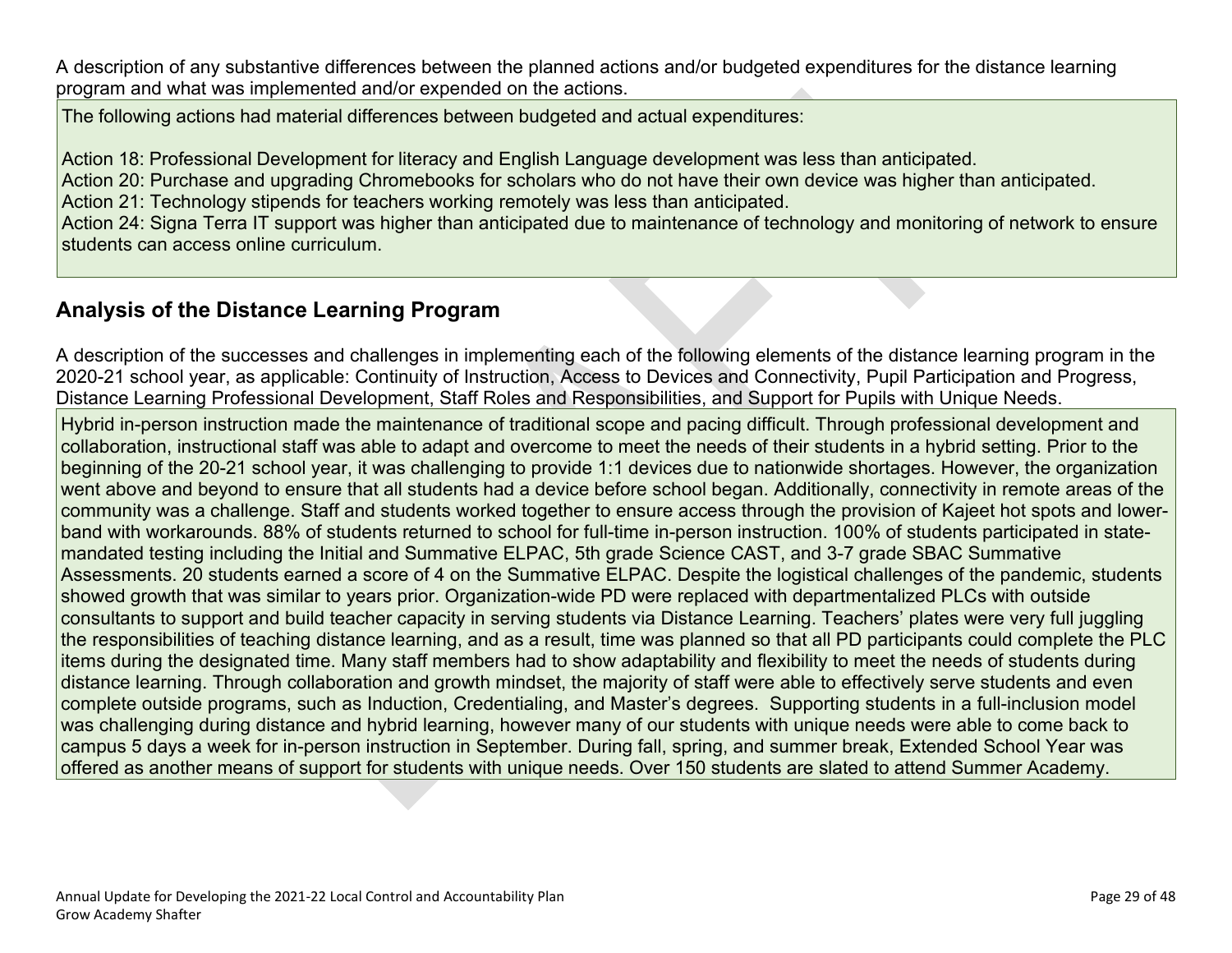A description of any substantive differences between the planned actions and/or budgeted expenditures for the distance learning program and what was implemented and/or expended on the actions.

The following actions had material differences between budgeted and actual expenditures:

Action 18: Professional Development for literacy and English Language development was less than anticipated.
Action 20: Purchase and upgrading Chromebooks for scholars who do not have their own device was higher than anticipated.
Action 21: Technology stipends for teachers working remotely was less than anticipated.
Action 24: Signa Terra IT support was higher than anticipated due to maintenance of technology and monitoring of network to ensure students can access online curriculum.

## Analysis of the Distance Learning Program

A description of the successes and challenges in implementing each of the following elements of the distance learning program in the 2020-21 school year, as applicable: Continuity of Instruction, Access to Devices and Connectivity, Pupil Participation and Progress, Distance Learning Professional Development, Staff Roles and Responsibilities, and Support for Pupils with Unique Needs.

Hybrid in-person instruction made the maintenance of traditional scope and pacing difficult. Through professional development and collaboration, instructional staff was able to adapt and overcome to meet the needs of their students in a hybrid setting. Prior to the beginning of the 20-21 school year, it was challenging to provide 1:1 devices due to nationwide shortages. However, the organization went above and beyond to ensure that all students had a device before school began. Additionally, connectivity in remote areas of the community was a challenge. Staff and students worked together to ensure access through the provision of Kajeet hot spots and lower-band with workarounds. 88% of students returned to school for full-time in-person instruction. 100% of students participated in state-mandated testing including the Initial and Summative ELPAC, 5th grade Science CAST, and 3-7 grade SBAC Summative Assessments. 20 students earned a score of 4 on the Summative ELPAC. Despite the logistical challenges of the pandemic, students showed growth that was similar to years prior. Organization-wide PD were replaced with departmentalized PLCs with outside consultants to support and build teacher capacity in serving students via Distance Learning. Teachers' plates were very full juggling the responsibilities of teaching distance learning, and as a result, time was planned so that all PD participants could complete the PLC items during the designated time. Many staff members had to show adaptability and flexibility to meet the needs of students during distance learning. Through collaboration and growth mindset, the majority of staff were able to effectively serve students and even complete outside programs, such as Induction, Credentialing, and Master's degrees. Supporting students in a full-inclusion model was challenging during distance and hybrid learning, however many of our students with unique needs were able to come back to campus 5 days a week for in-person instruction in September. During fall, spring, and summer break, Extended School Year was offered as another means of support for students with unique needs. Over 150 students are slated to attend Summer Academy.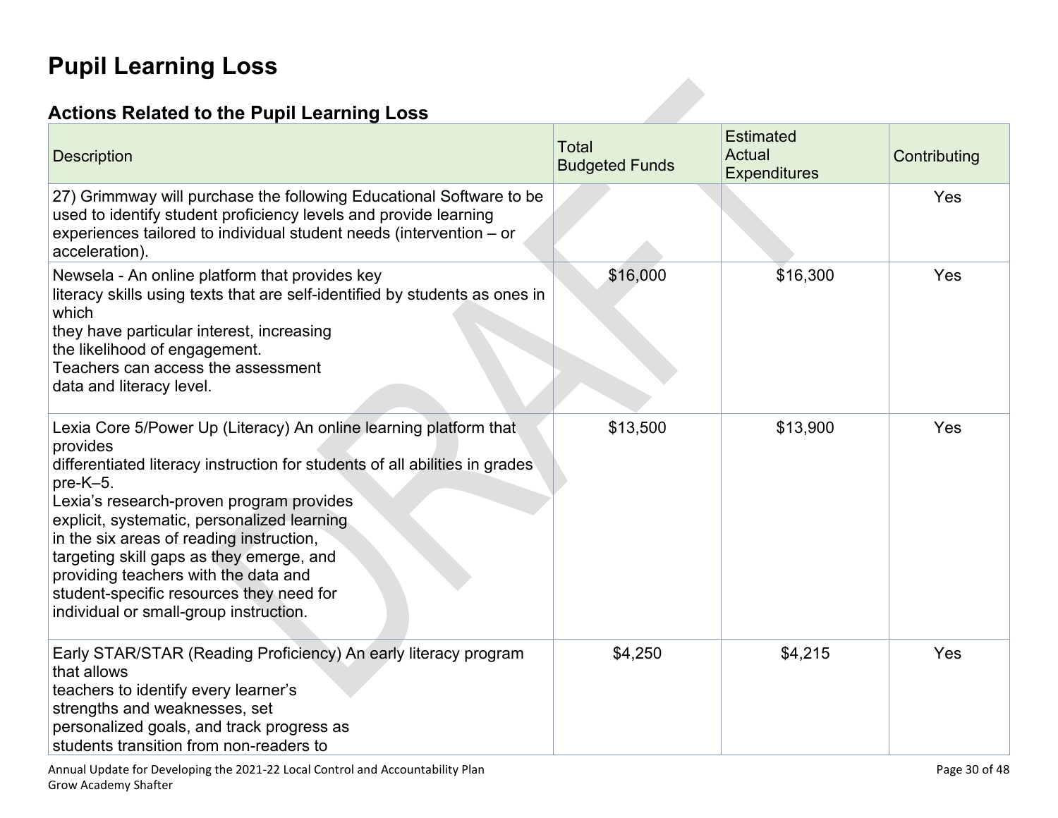# Pupil Learning Loss

## Actions Related to the Pupil Learning Loss

| Description | Total Budgeted Funds | Estimated Actual Expenditures | Contributing |
|---|---|---|---|
| 27) Grimmway will purchase the following Educational Software to be used to identify student proficiency levels and provide learning experiences tailored to individual student needs (intervention – or acceleration). | | | Yes |
| Newsela - An online platform that provides key literacy skills using texts that are self-identified by students as ones in which they have particular interest, increasing the likelihood of engagement. Teachers can access the assessment data and literacy level. | $16,000 | $16,300 | Yes |
| Lexia Core 5/Power Up (Literacy) An online learning platform that provides differentiated literacy instruction for students of all abilities in grades pre-K–5. Lexia's research-proven program provides explicit, systematic, personalized learning in the six areas of reading instruction, targeting skill gaps as they emerge, and providing teachers with the data and student-specific resources they need for individual or small-group instruction. | $13,500 | $13,900 | Yes |
| Early STAR/STAR (Reading Proficiency) An early literacy program that allows teachers to identify every learner's strengths and weaknesses, set personalized goals, and track progress as students transition from non-readers to | $4,250 | $4,215 | Yes |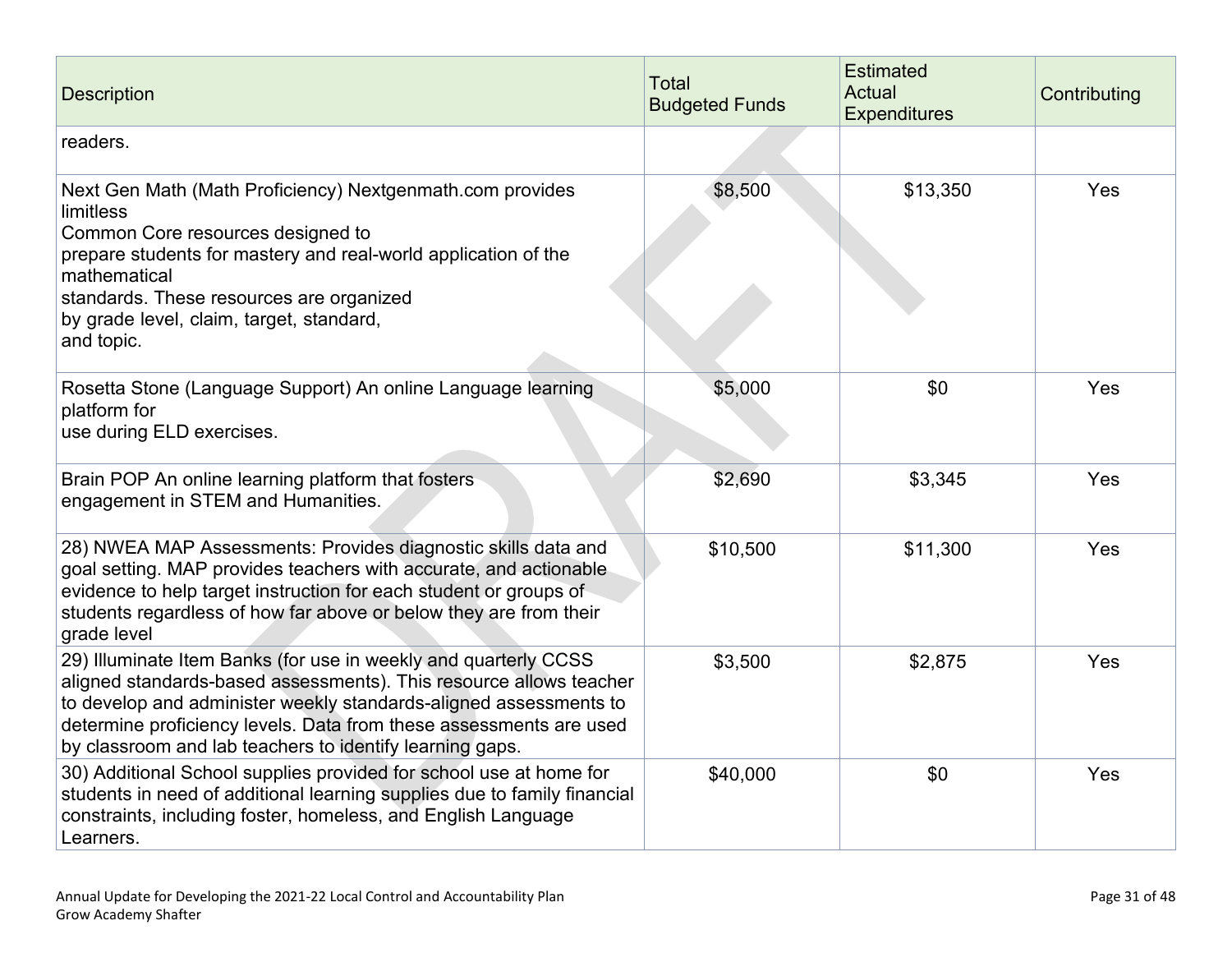| Description | Total Budgeted Funds | Estimated Actual Expenditures | Contributing |
|---|---|---|---|
| readers. | | | |
| Next Gen Math (Math Proficiency) Nextgenmath.com provides limitless Common Core resources designed to prepare students for mastery and real-world application of the mathematical standards. These resources are organized by grade level, claim, target, standard, and topic. | $8,500 | $13,350 | Yes |
| Rosetta Stone (Language Support) An online Language learning platform for use during ELD exercises. | $5,000 | $0 | Yes |
| Brain POP An online learning platform that fosters engagement in STEM and Humanities. | $2,690 | $3,345 | Yes |
| 28) NWEA MAP Assessments: Provides diagnostic skills data and goal setting. MAP provides teachers with accurate, and actionable evidence to help target instruction for each student or groups of students regardless of how far above or below they are from their grade level | $10,500 | $11,300 | Yes |
| 29) Illuminate Item Banks (for use in weekly and quarterly CCSS aligned standards-based assessments). This resource allows teacher to develop and administer weekly standards-aligned assessments to determine proficiency levels. Data from these assessments are used by classroom and lab teachers to identify learning gaps. | $3,500 | $2,875 | Yes |
| 30) Additional School supplies provided for school use at home for students in need of additional learning supplies due to family financial constraints, including foster, homeless, and English Language Learners. | $40,000 | $0 | Yes |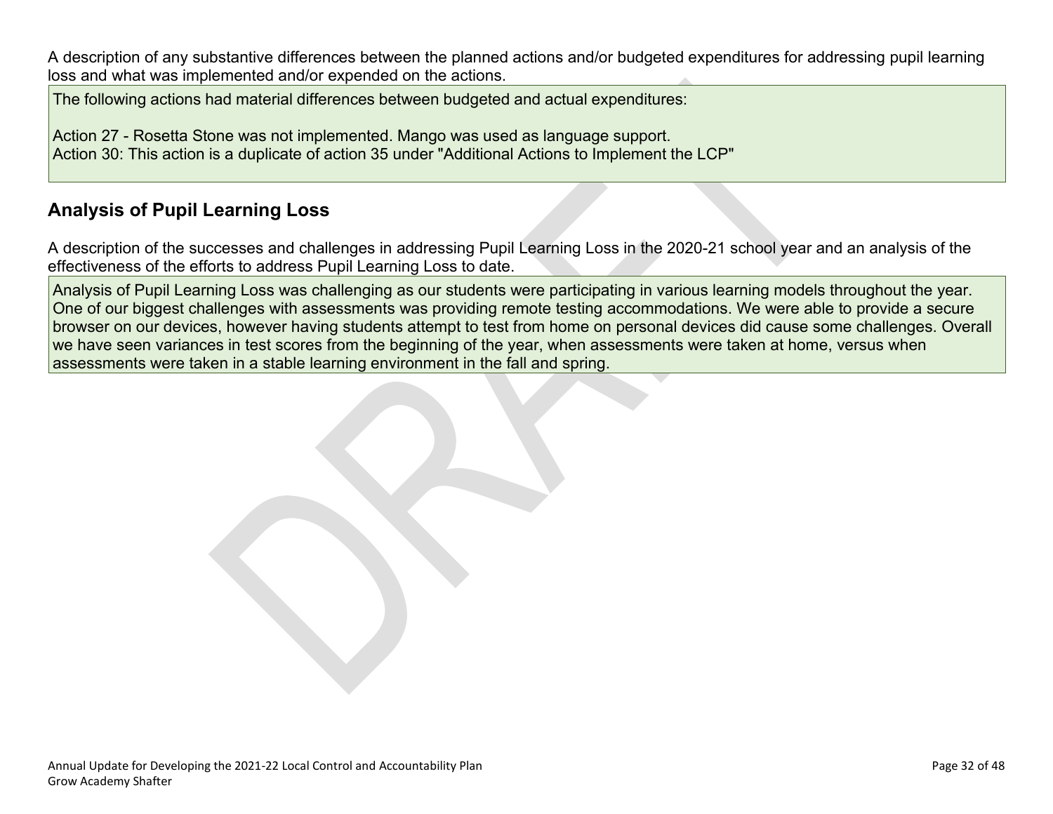A description of any substantive differences between the planned actions and/or budgeted expenditures for addressing pupil learning loss and what was implemented and/or expended on the actions.

The following actions had material differences between budgeted and actual expenditures:

Action 27 - Rosetta Stone was not implemented. Mango was used as language support.
Action 30: This action is a duplicate of action 35 under "Additional Actions to Implement the LCP"

## Analysis of Pupil Learning Loss

A description of the successes and challenges in addressing Pupil Learning Loss in the 2020-21 school year and an analysis of the effectiveness of the efforts to address Pupil Learning Loss to date.

Analysis of Pupil Learning Loss was challenging as our students were participating in various learning models throughout the year. One of our biggest challenges with assessments was providing remote testing accommodations. We were able to provide a secure browser on our devices, however having students attempt to test from home on personal devices did cause some challenges. Overall we have seen variances in test scores from the beginning of the year, when assessments were taken at home, versus when assessments were taken in a stable learning environment in the fall and spring.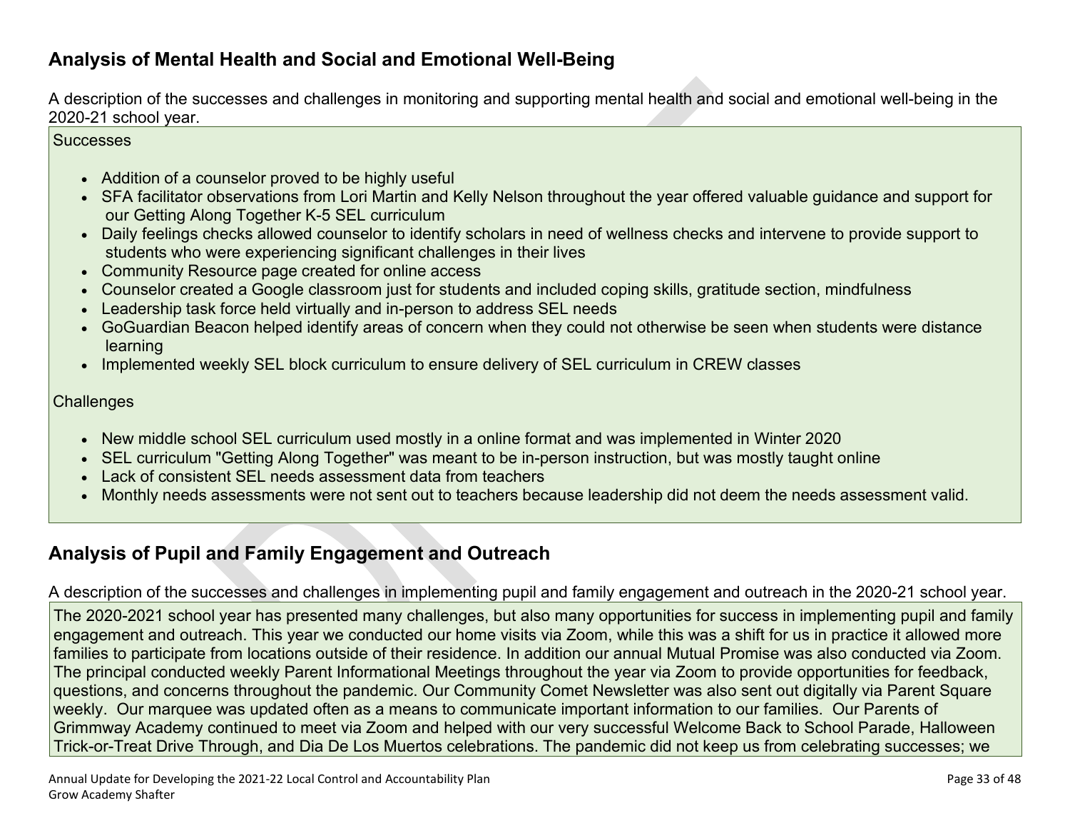## Analysis of Mental Health and Social and Emotional Well-Being

A description of the successes and challenges in monitoring and supporting mental health and social and emotional well-being in the 2020-21 school year.

Successes

- Addition of a counselor proved to be highly useful
- SFA facilitator observations from Lori Martin and Kelly Nelson throughout the year offered valuable guidance and support for our Getting Along Together K-5 SEL curriculum
- Daily feelings checks allowed counselor to identify scholars in need of wellness checks and intervene to provide support to students who were experiencing significant challenges in their lives
- Community Resource page created for online access
- Counselor created a Google classroom just for students and included coping skills, gratitude section, mindfulness
- Leadership task force held virtually and in-person to address SEL needs
- GoGuardian Beacon helped identify areas of concern when they could not otherwise be seen when students were distance learning
- Implemented weekly SEL block curriculum to ensure delivery of SEL curriculum in CREW classes

Challenges

- New middle school SEL curriculum used mostly in a online format and was implemented in Winter 2020
- SEL curriculum "Getting Along Together" was meant to be in-person instruction, but was mostly taught online
- Lack of consistent SEL needs assessment data from teachers
- Monthly needs assessments were not sent out to teachers because leadership did not deem the needs assessment valid.

## Analysis of Pupil and Family Engagement and Outreach

A description of the successes and challenges in implementing pupil and family engagement and outreach in the 2020-21 school year.

The 2020-2021 school year has presented many challenges, but also many opportunities for success in implementing pupil and family engagement and outreach. This year we conducted our home visits via Zoom, while this was a shift for us in practice it allowed more families to participate from locations outside of their residence. In addition our annual Mutual Promise was also conducted via Zoom. The principal conducted weekly Parent Informational Meetings throughout the year via Zoom to provide opportunities for feedback, questions, and concerns throughout the pandemic. Our Community Comet Newsletter was also sent out digitally via Parent Square weekly. Our marquee was updated often as a means to communicate important information to our families. Our Parents of Grimmway Academy continued to meet via Zoom and helped with our very successful Welcome Back to School Parade, Halloween Trick-or-Treat Drive Through, and Dia De Los Muertos celebrations. The pandemic did not keep us from celebrating successes; we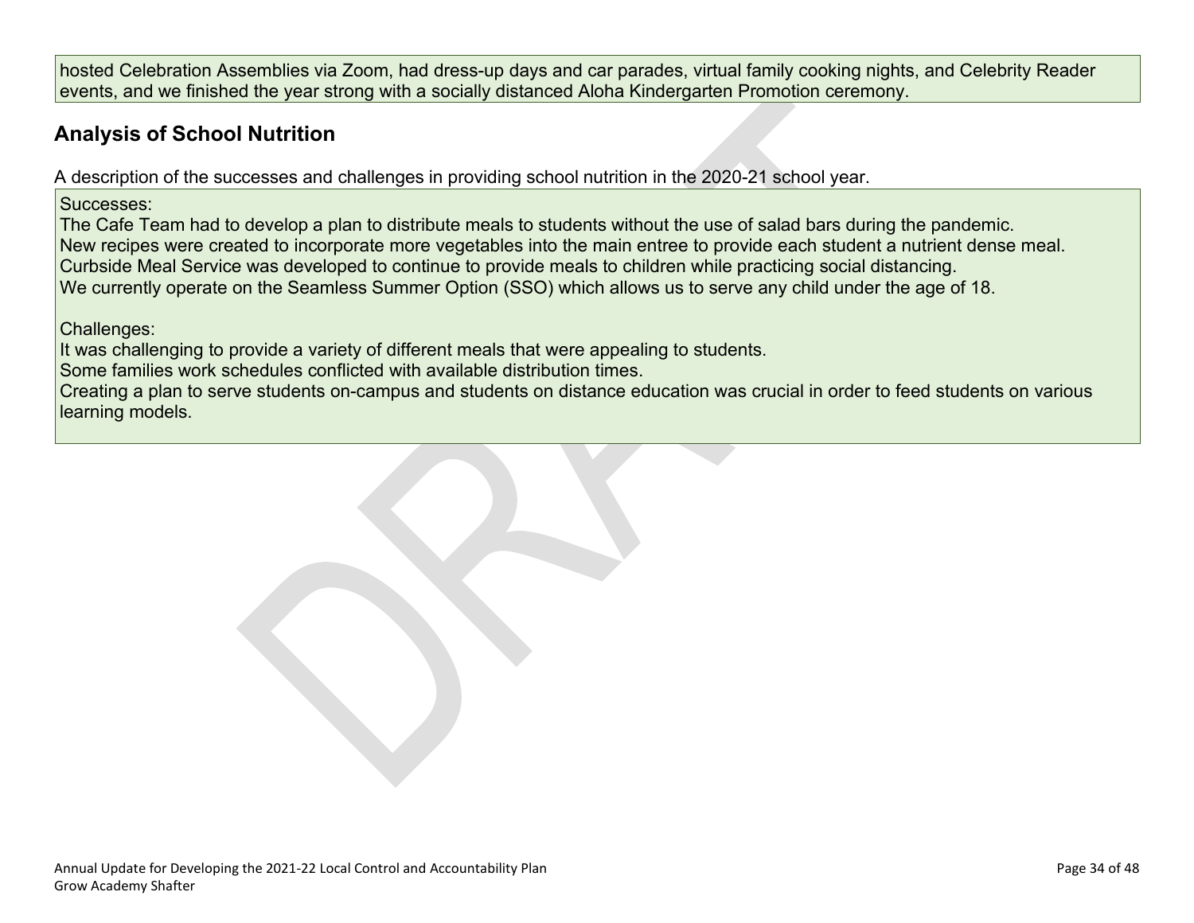hosted Celebration Assemblies via Zoom, had dress-up days and car parades, virtual family cooking nights, and Celebrity Reader events, and we finished the year strong with a socially distanced Aloha Kindergarten Promotion ceremony.

## Analysis of School Nutrition

A description of the successes and challenges in providing school nutrition in the 2020-21 school year.

Successes:
The Cafe Team had to develop a plan to distribute meals to students without the use of salad bars during the pandemic.
New recipes were created to incorporate more vegetables into the main entree to provide each student a nutrient dense meal.
Curbside Meal Service was developed to continue to provide meals to children while practicing social distancing.
We currently operate on the Seamless Summer Option (SSO) which allows us to serve any child under the age of 18.

Challenges:
It was challenging to provide a variety of different meals that were appealing to students.
Some families work schedules conflicted with available distribution times.
Creating a plan to serve students on-campus and students on distance education was crucial in order to feed students on various learning models.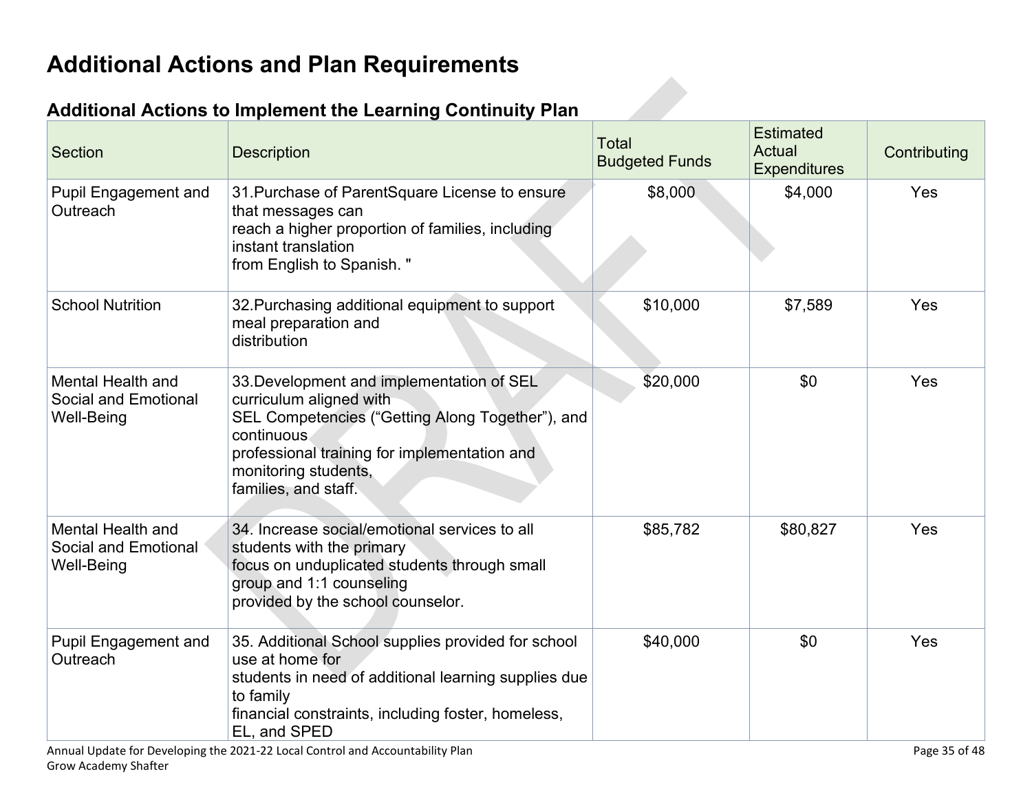# Additional Actions and Plan Requirements

## Additional Actions to Implement the Learning Continuity Plan

| Section | Description | Total Budgeted Funds | Estimated Actual Expenditures | Contributing |
|---|---|---|---|---|
| Pupil Engagement and Outreach | 31.Purchase of ParentSquare License to ensure that messages can reach a higher proportion of families, including instant translation from English to Spanish. " | $8,000 | $4,000 | Yes |
| School Nutrition | 32.Purchasing additional equipment to support meal preparation and distribution | $10,000 | $7,589 | Yes |
| Mental Health and Social and Emotional Well-Being | 33.Development and implementation of SEL curriculum aligned with SEL Competencies ("Getting Along Together"), and continuous professional training for implementation and monitoring students, families, and staff. | $20,000 | $0 | Yes |
| Mental Health and Social and Emotional Well-Being | 34. Increase social/emotional services to all students with the primary focus on unduplicated students through small group and 1:1 counseling provided by the school counselor. | $85,782 | $80,827 | Yes |
| Pupil Engagement and Outreach | 35. Additional School supplies provided for school use at home for students in need of additional learning supplies due to family financial constraints, including foster, homeless, EL, and SPED | $40,000 | $0 | Yes |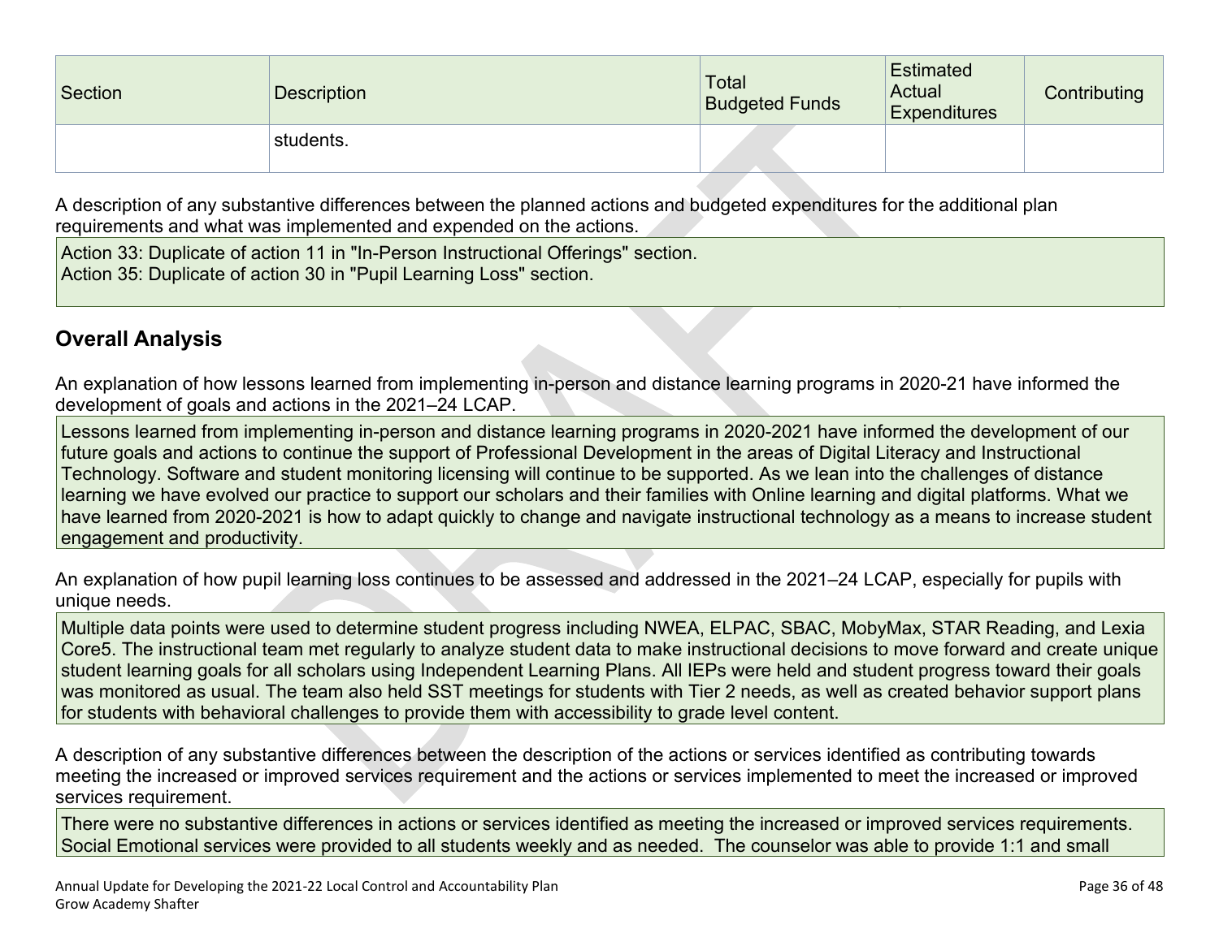| Section | Description | Total Budgeted Funds | Estimated Actual Expenditures | Contributing |
|---|---|---|---|---|
| | students. | | | |

A description of any substantive differences between the planned actions and budgeted expenditures for the additional plan requirements and what was implemented and expended on the actions.

Action 33: Duplicate of action 11 in "In-Person Instructional Offerings" section.
Action 35: Duplicate of action 30 in "Pupil Learning Loss" section.

## Overall Analysis

An explanation of how lessons learned from implementing in-person and distance learning programs in 2020-21 have informed the development of goals and actions in the 2021–24 LCAP.

Lessons learned from implementing in-person and distance learning programs in 2020-2021 have informed the development of our future goals and actions to continue the support of Professional Development in the areas of Digital Literacy and Instructional Technology. Software and student monitoring licensing will continue to be supported. As we lean into the challenges of distance learning we have evolved our practice to support our scholars and their families with Online learning and digital platforms. What we have learned from 2020-2021 is how to adapt quickly to change and navigate instructional technology as a means to increase student engagement and productivity.

An explanation of how pupil learning loss continues to be assessed and addressed in the 2021–24 LCAP, especially for pupils with unique needs.

Multiple data points were used to determine student progress including NWEA, ELPAC, SBAC, MobyMax, STAR Reading, and Lexia Core5. The instructional team met regularly to analyze student data to make instructional decisions to move forward and create unique student learning goals for all scholars using Independent Learning Plans. All IEPs were held and student progress toward their goals was monitored as usual. The team also held SST meetings for students with Tier 2 needs, as well as created behavior support plans for students with behavioral challenges to provide them with accessibility to grade level content.

A description of any substantive differences between the description of the actions or services identified as contributing towards meeting the increased or improved services requirement and the actions or services implemented to meet the increased or improved services requirement.

There were no substantive differences in actions or services identified as meeting the increased or improved services requirements. Social Emotional services were provided to all students weekly and as needed. The counselor was able to provide 1:1 and small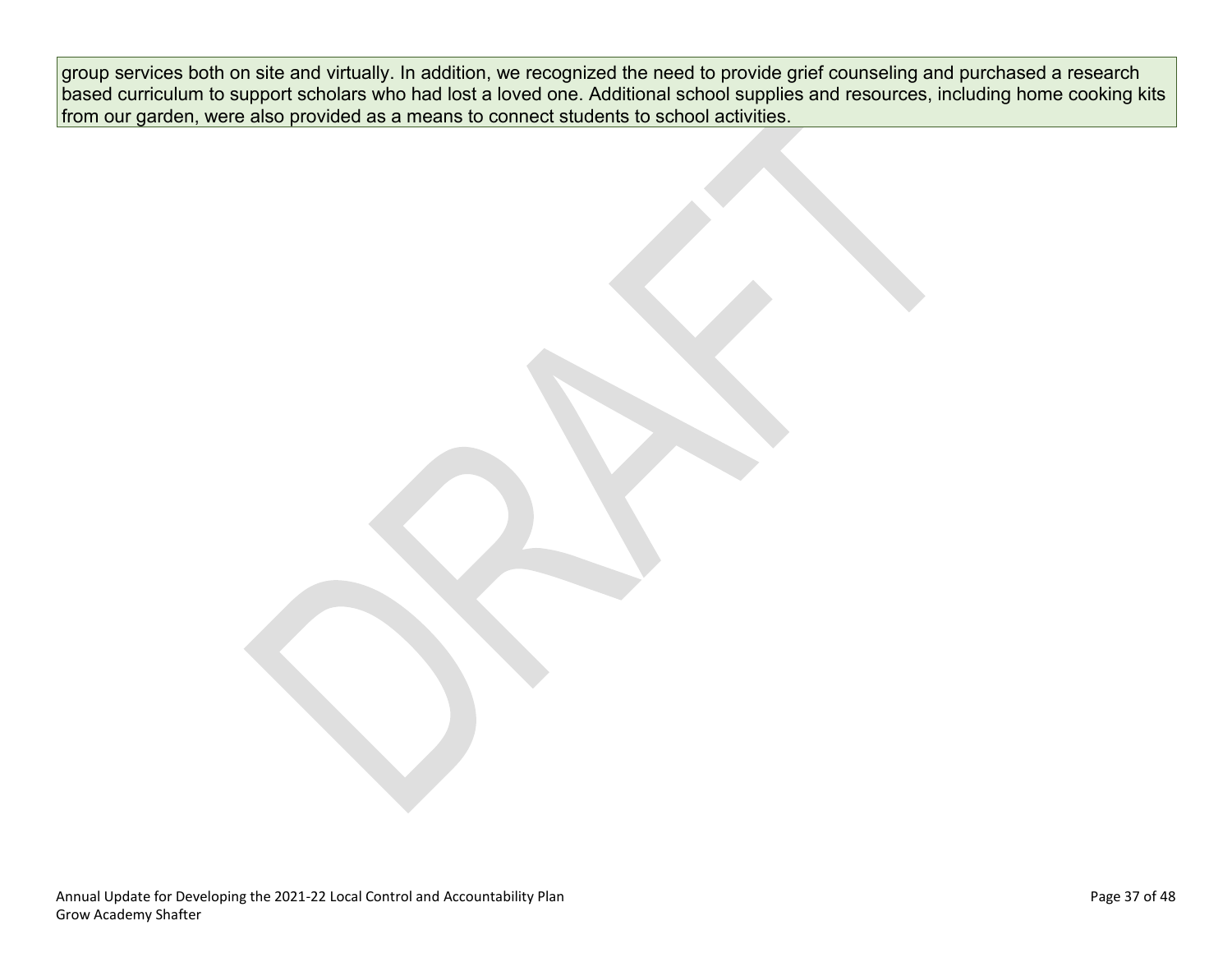group services both on site and virtually. In addition, we recognized the need to provide grief counseling and purchased a research based curriculum to support scholars who had lost a loved one. Additional school supplies and resources, including home cooking kits from our garden, were also provided as a means to connect students to school activities.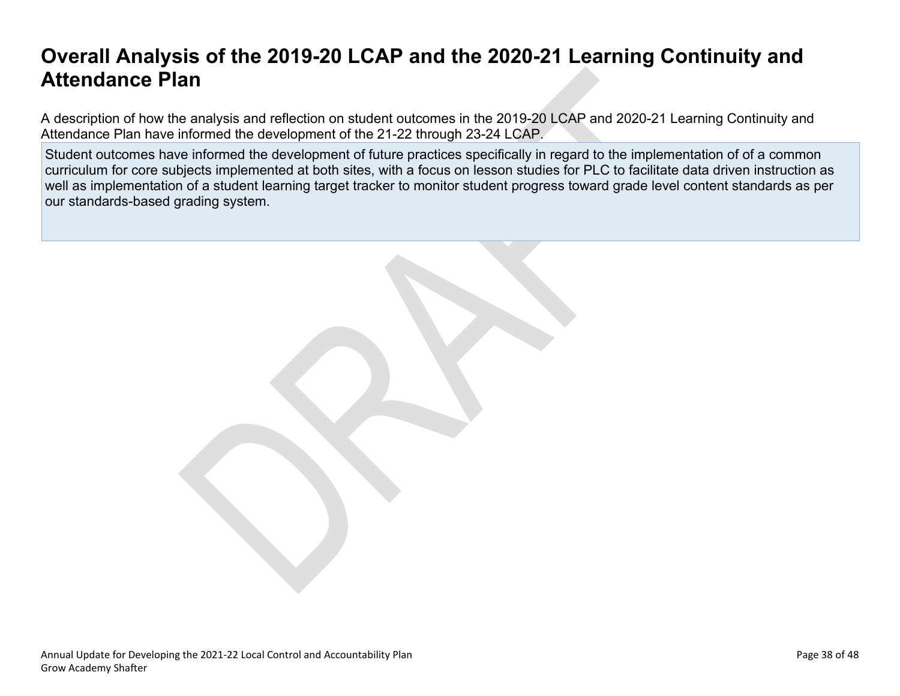# Overall Analysis of the 2019-20 LCAP and the 2020-21 Learning Continuity and Attendance Plan

A description of how the analysis and reflection on student outcomes in the 2019-20 LCAP and 2020-21 Learning Continuity and Attendance Plan have informed the development of the 21-22 through 23-24 LCAP.

Student outcomes have informed the development of future practices specifically in regard to the implementation of of a common curriculum for core subjects implemented at both sites, with a focus on lesson studies for PLC to facilitate data driven instruction as well as implementation of a student learning target tracker to monitor student progress toward grade level content standards as per our standards-based grading system.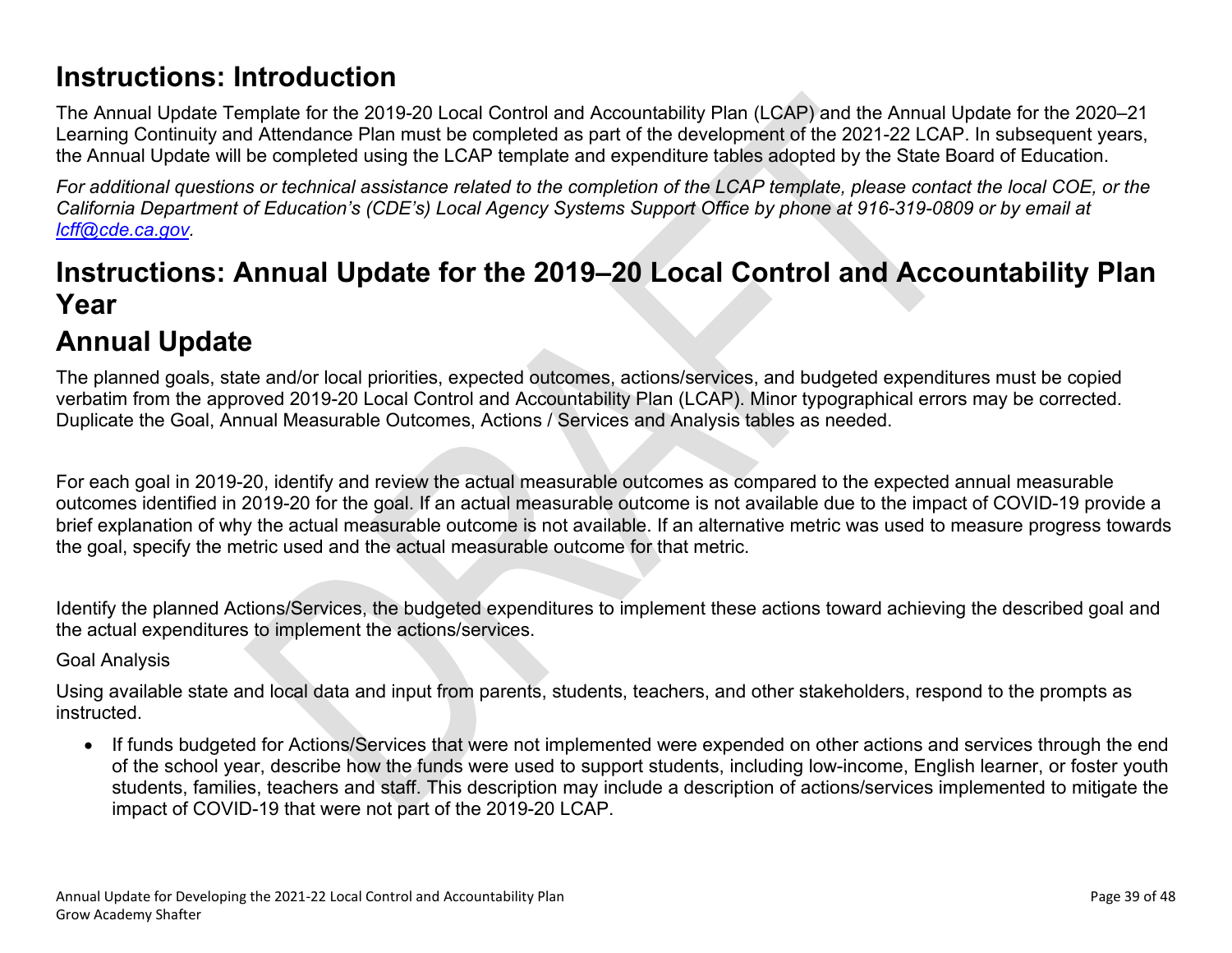# Instructions: Introduction

The Annual Update Template for the 2019-20 Local Control and Accountability Plan (LCAP) and the Annual Update for the 2020–21 Learning Continuity and Attendance Plan must be completed as part of the development of the 2021-22 LCAP. In subsequent years, the Annual Update will be completed using the LCAP template and expenditure tables adopted by the State Board of Education.

*For additional questions or technical assistance related to the completion of the LCAP template, please contact the local COE, or the California Department of Education's (CDE's) Local Agency Systems Support Office by phone at 916-319-0809 or by email at [lcff@cde.ca.gov](mailto:lcff@cde.ca.gov).*

# Instructions: Annual Update for the 2019–20 Local Control and Accountability Plan Year

# Annual Update

The planned goals, state and/or local priorities, expected outcomes, actions/services, and budgeted expenditures must be copied verbatim from the approved 2019-20 Local Control and Accountability Plan (LCAP). Minor typographical errors may be corrected. Duplicate the Goal, Annual Measurable Outcomes, Actions / Services and Analysis tables as needed.

For each goal in 2019-20, identify and review the actual measurable outcomes as compared to the expected annual measurable outcomes identified in 2019-20 for the goal. If an actual measurable outcome is not available due to the impact of COVID-19 provide a brief explanation of why the actual measurable outcome is not available. If an alternative metric was used to measure progress towards the goal, specify the metric used and the actual measurable outcome for that metric.

Identify the planned Actions/Services, the budgeted expenditures to implement these actions toward achieving the described goal and the actual expenditures to implement the actions/services.

Goal Analysis

Using available state and local data and input from parents, students, teachers, and other stakeholders, respond to the prompts as instructed.

- If funds budgeted for Actions/Services that were not implemented were expended on other actions and services through the end of the school year, describe how the funds were used to support students, including low-income, English learner, or foster youth students, families, teachers and staff. This description may include a description of actions/services implemented to mitigate the impact of COVID-19 that were not part of the 2019-20 LCAP.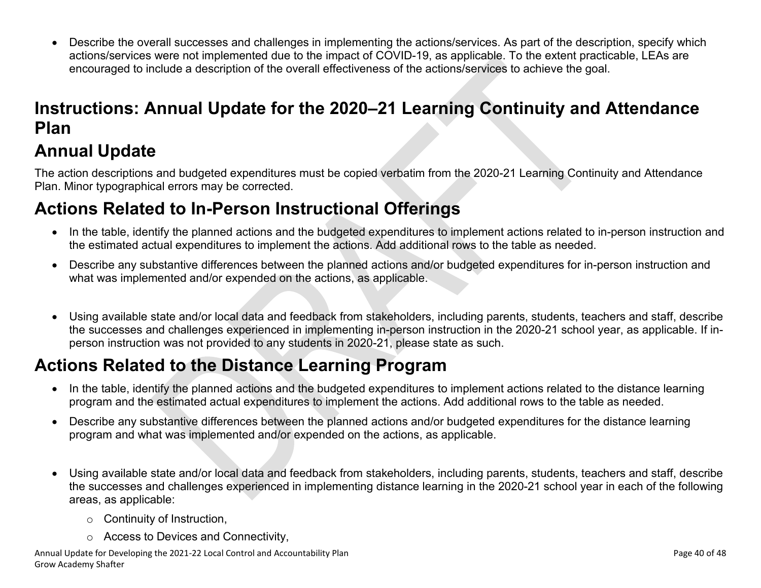- Describe the overall successes and challenges in implementing the actions/services. As part of the description, specify which actions/services were not implemented due to the impact of COVID-19, as applicable. To the extent practicable, LEAs are encouraged to include a description of the overall effectiveness of the actions/services to achieve the goal.

# Instructions: Annual Update for the 2020–21 Learning Continuity and Attendance Plan

## Annual Update

The action descriptions and budgeted expenditures must be copied verbatim from the 2020-21 Learning Continuity and Attendance Plan. Minor typographical errors may be corrected.

## Actions Related to In-Person Instructional Offerings

- In the table, identify the planned actions and the budgeted expenditures to implement actions related to in-person instruction and the estimated actual expenditures to implement the actions. Add additional rows to the table as needed.
- Describe any substantive differences between the planned actions and/or budgeted expenditures for in-person instruction and what was implemented and/or expended on the actions, as applicable.
- Using available state and/or local data and feedback from stakeholders, including parents, students, teachers and staff, describe the successes and challenges experienced in implementing in-person instruction in the 2020-21 school year, as applicable. If in-person instruction was not provided to any students in 2020-21, please state as such.

## Actions Related to the Distance Learning Program

- In the table, identify the planned actions and the budgeted expenditures to implement actions related to the distance learning program and the estimated actual expenditures to implement the actions. Add additional rows to the table as needed.
- Describe any substantive differences between the planned actions and/or budgeted expenditures for the distance learning program and what was implemented and/or expended on the actions, as applicable.
- Using available state and/or local data and feedback from stakeholders, including parents, students, teachers and staff, describe the successes and challenges experienced in implementing distance learning in the 2020-21 school year in each of the following areas, as applicable:
  - Continuity of Instruction,
  - Access to Devices and Connectivity,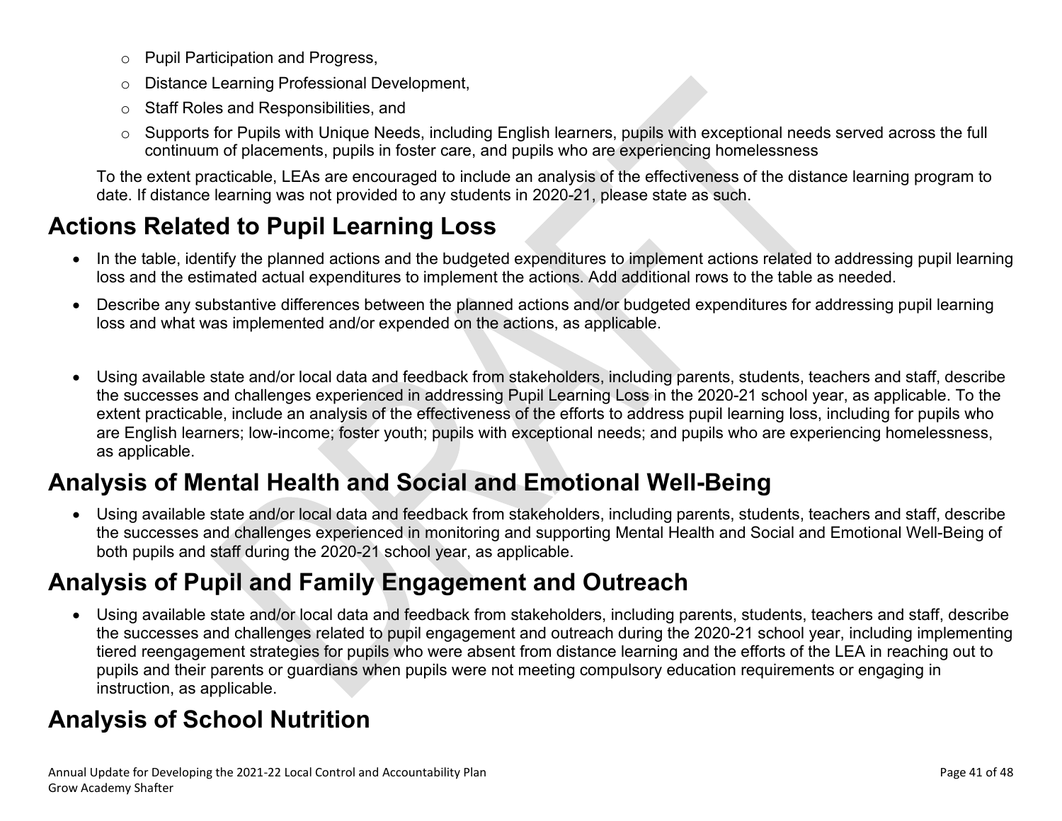- Pupil Participation and Progress,
  - Distance Learning Professional Development,
  - Staff Roles and Responsibilities, and
  - Supports for Pupils with Unique Needs, including English learners, pupils with exceptional needs served across the full continuum of placements, pupils in foster care, and pupils who are experiencing homelessness

  To the extent practicable, LEAs are encouraged to include an analysis of the effectiveness of the distance learning program to date. If distance learning was not provided to any students in 2020-21, please state as such.

## Actions Related to Pupil Learning Loss

- In the table, identify the planned actions and the budgeted expenditures to implement actions related to addressing pupil learning loss and the estimated actual expenditures to implement the actions. Add additional rows to the table as needed.
- Describe any substantive differences between the planned actions and/or budgeted expenditures for addressing pupil learning loss and what was implemented and/or expended on the actions, as applicable.
- Using available state and/or local data and feedback from stakeholders, including parents, students, teachers and staff, describe the successes and challenges experienced in addressing Pupil Learning Loss in the 2020-21 school year, as applicable. To the extent practicable, include an analysis of the effectiveness of the efforts to address pupil learning loss, including for pupils who are English learners; low-income; foster youth; pupils with exceptional needs; and pupils who are experiencing homelessness, as applicable.

## Analysis of Mental Health and Social and Emotional Well-Being

- Using available state and/or local data and feedback from stakeholders, including parents, students, teachers and staff, describe the successes and challenges experienced in monitoring and supporting Mental Health and Social and Emotional Well-Being of both pupils and staff during the 2020-21 school year, as applicable.

## Analysis of Pupil and Family Engagement and Outreach

- Using available state and/or local data and feedback from stakeholders, including parents, students, teachers and staff, describe the successes and challenges related to pupil engagement and outreach during the 2020-21 school year, including implementing tiered reengagement strategies for pupils who were absent from distance learning and the efforts of the LEA in reaching out to pupils and their parents or guardians when pupils were not meeting compulsory education requirements or engaging in instruction, as applicable.

## Analysis of School Nutrition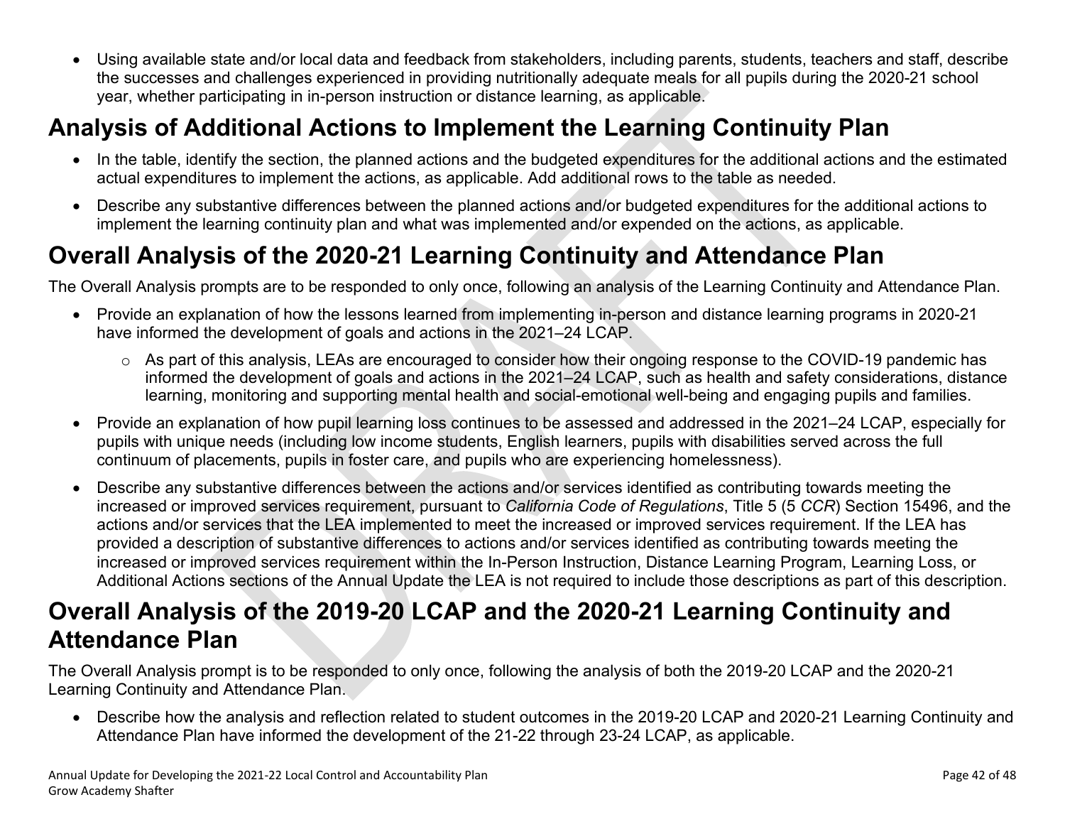- Using available state and/or local data and feedback from stakeholders, including parents, students, teachers and staff, describe the successes and challenges experienced in providing nutritionally adequate meals for all pupils during the 2020-21 school year, whether participating in in-person instruction or distance learning, as applicable.

## Analysis of Additional Actions to Implement the Learning Continuity Plan

- In the table, identify the section, the planned actions and the budgeted expenditures for the additional actions and the estimated actual expenditures to implement the actions, as applicable. Add additional rows to the table as needed.
- Describe any substantive differences between the planned actions and/or budgeted expenditures for the additional actions to implement the learning continuity plan and what was implemented and/or expended on the actions, as applicable.

## Overall Analysis of the 2020-21 Learning Continuity and Attendance Plan

The Overall Analysis prompts are to be responded to only once, following an analysis of the Learning Continuity and Attendance Plan.

- Provide an explanation of how the lessons learned from implementing in-person and distance learning programs in 2020-21 have informed the development of goals and actions in the 2021–24 LCAP.
  - As part of this analysis, LEAs are encouraged to consider how their ongoing response to the COVID-19 pandemic has informed the development of goals and actions in the 2021–24 LCAP, such as health and safety considerations, distance learning, monitoring and supporting mental health and social-emotional well-being and engaging pupils and families.
- Provide an explanation of how pupil learning loss continues to be assessed and addressed in the 2021–24 LCAP, especially for pupils with unique needs (including low income students, English learners, pupils with disabilities served across the full continuum of placements, pupils in foster care, and pupils who are experiencing homelessness).
- Describe any substantive differences between the actions and/or services identified as contributing towards meeting the increased or improved services requirement, pursuant to *California Code of Regulations*, Title 5 (5 *CCR*) Section 15496, and the actions and/or services that the LEA implemented to meet the increased or improved services requirement. If the LEA has provided a description of substantive differences to actions and/or services identified as contributing towards meeting the increased or improved services requirement within the In-Person Instruction, Distance Learning Program, Learning Loss, or Additional Actions sections of the Annual Update the LEA is not required to include those descriptions as part of this description.

## Overall Analysis of the 2019-20 LCAP and the 2020-21 Learning Continuity and Attendance Plan

The Overall Analysis prompt is to be responded to only once, following the analysis of both the 2019-20 LCAP and the 2020-21 Learning Continuity and Attendance Plan.

- Describe how the analysis and reflection related to student outcomes in the 2019-20 LCAP and 2020-21 Learning Continuity and Attendance Plan have informed the development of the 21-22 through 23-24 LCAP, as applicable.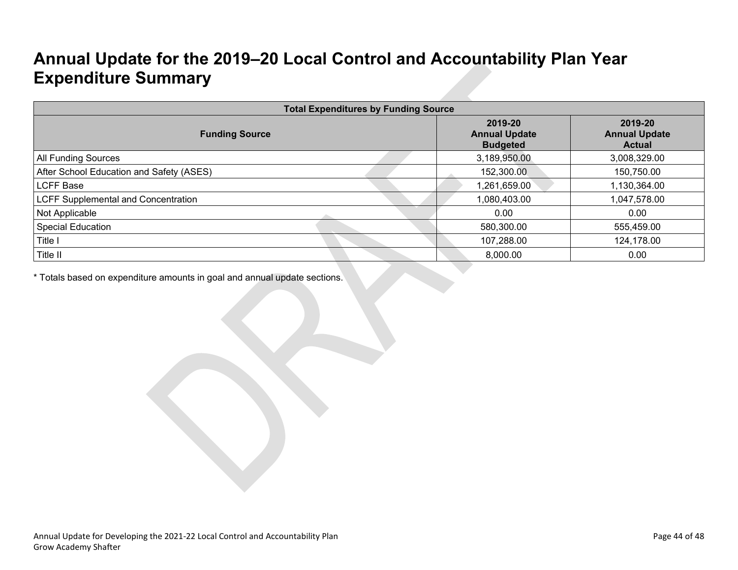# Annual Update for the 2019–20 Local Control and Accountability Plan Year Expenditure Summary

| Total Expenditures by Funding Source | | |
|---|---|---|
| **Funding Source** | **2019-20 Annual Update Budgeted** | **2019-20 Annual Update Actual** |
| All Funding Sources | 3,189,950.00 | 3,008,329.00 |
| After School Education and Safety (ASES) | 152,300.00 | 150,750.00 |
| LCFF Base | 1,261,659.00 | 1,130,364.00 |
| LCFF Supplemental and Concentration | 1,080,403.00 | 1,047,578.00 |
| Not Applicable | 0.00 | 0.00 |
| Special Education | 580,300.00 | 555,459.00 |
| Title I | 107,288.00 | 124,178.00 |
| Title II | 8,000.00 | 0.00 |

* Totals based on expenditure amounts in goal and annual update sections.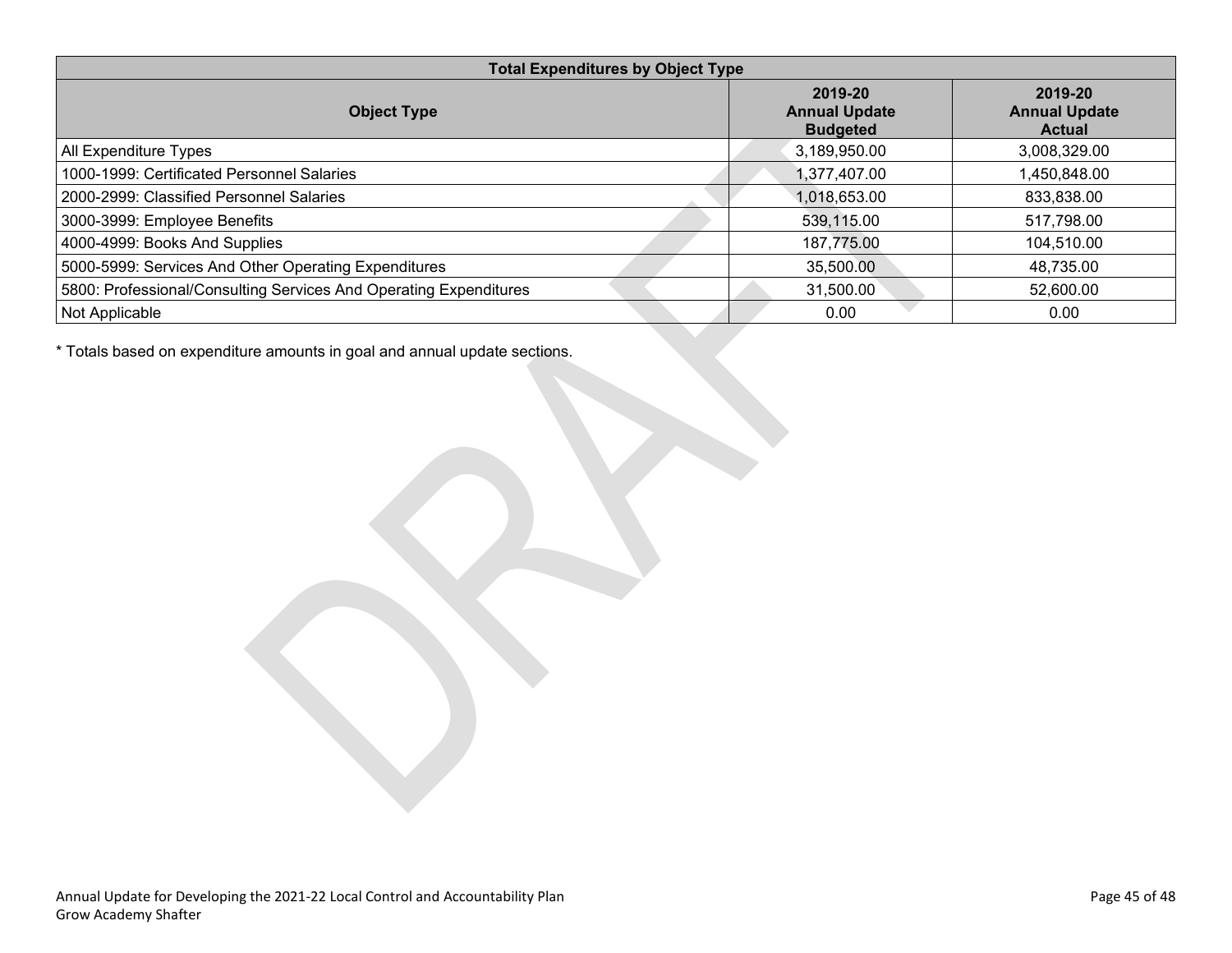| Total Expenditures by Object Type | | |
|---|---|---|
| **Object Type** | **2019-20 Annual Update Budgeted** | **2019-20 Annual Update Actual** |
| All Expenditure Types | 3,189,950.00 | 3,008,329.00 |
| 1000-1999: Certificated Personnel Salaries | 1,377,407.00 | 1,450,848.00 |
| 2000-2999: Classified Personnel Salaries | 1,018,653.00 | 833,838.00 |
| 3000-3999: Employee Benefits | 539,115.00 | 517,798.00 |
| 4000-4999: Books And Supplies | 187,775.00 | 104,510.00 |
| 5000-5999: Services And Other Operating Expenditures | 35,500.00 | 48,735.00 |
| 5800: Professional/Consulting Services And Operating Expenditures | 31,500.00 | 52,600.00 |
| Not Applicable | 0.00 | 0.00 |

* Totals based on expenditure amounts in goal and annual update sections.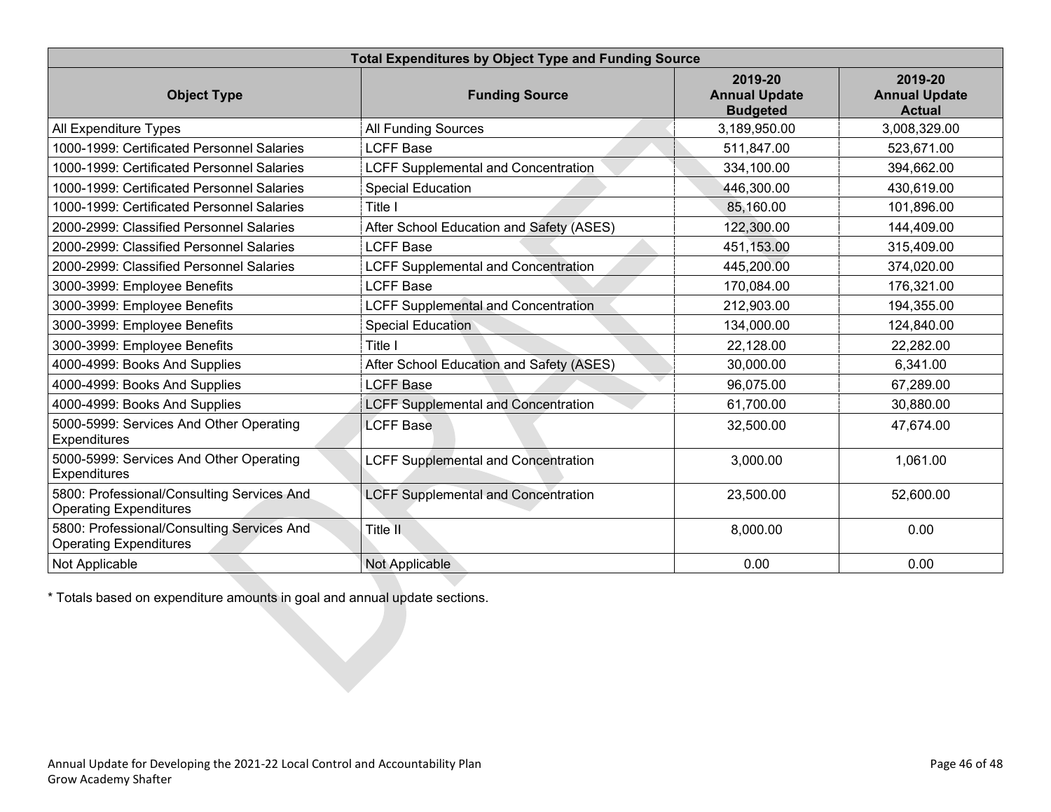| Total Expenditures by Object Type and Funding Source | | | |
|---|---|---|---|
| **Object Type** | **Funding Source** | **2019-20 Annual Update Budgeted** | **2019-20 Annual Update Actual** |
| All Expenditure Types | All Funding Sources | 3,189,950.00 | 3,008,329.00 |
| 1000-1999: Certificated Personnel Salaries | LCFF Base | 511,847.00 | 523,671.00 |
| 1000-1999: Certificated Personnel Salaries | LCFF Supplemental and Concentration | 334,100.00 | 394,662.00 |
| 1000-1999: Certificated Personnel Salaries | Special Education | 446,300.00 | 430,619.00 |
| 1000-1999: Certificated Personnel Salaries | Title I | 85,160.00 | 101,896.00 |
| 2000-2999: Classified Personnel Salaries | After School Education and Safety (ASES) | 122,300.00 | 144,409.00 |
| 2000-2999: Classified Personnel Salaries | LCFF Base | 451,153.00 | 315,409.00 |
| 2000-2999: Classified Personnel Salaries | LCFF Supplemental and Concentration | 445,200.00 | 374,020.00 |
| 3000-3999: Employee Benefits | LCFF Base | 170,084.00 | 176,321.00 |
| 3000-3999: Employee Benefits | LCFF Supplemental and Concentration | 212,903.00 | 194,355.00 |
| 3000-3999: Employee Benefits | Special Education | 134,000.00 | 124,840.00 |
| 3000-3999: Employee Benefits | Title I | 22,128.00 | 22,282.00 |
| 4000-4999: Books And Supplies | After School Education and Safety (ASES) | 30,000.00 | 6,341.00 |
| 4000-4999: Books And Supplies | LCFF Base | 96,075.00 | 67,289.00 |
| 4000-4999: Books And Supplies | LCFF Supplemental and Concentration | 61,700.00 | 30,880.00 |
| 5000-5999: Services And Other Operating Expenditures | LCFF Base | 32,500.00 | 47,674.00 |
| 5000-5999: Services And Other Operating Expenditures | LCFF Supplemental and Concentration | 3,000.00 | 1,061.00 |
| 5800: Professional/Consulting Services And Operating Expenditures | LCFF Supplemental and Concentration | 23,500.00 | 52,600.00 |
| 5800: Professional/Consulting Services And Operating Expenditures | Title II | 8,000.00 | 0.00 |
| Not Applicable | Not Applicable | 0.00 | 0.00 |

* Totals based on expenditure amounts in goal and annual update sections.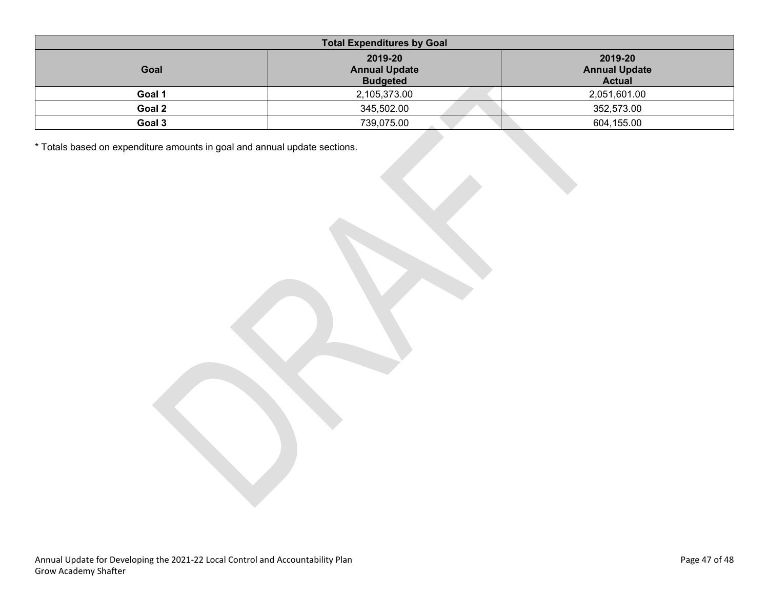| Total Expenditures by Goal | | |
|---|---|---|
| **Goal** | **2019-20 Annual Update Budgeted** | **2019-20 Annual Update Actual** |
| **Goal 1** | 2,105,373.00 | 2,051,601.00 |
| **Goal 2** | 345,502.00 | 352,573.00 |
| **Goal 3** | 739,075.00 | 604,155.00 |

* Totals based on expenditure amounts in goal and annual update sections.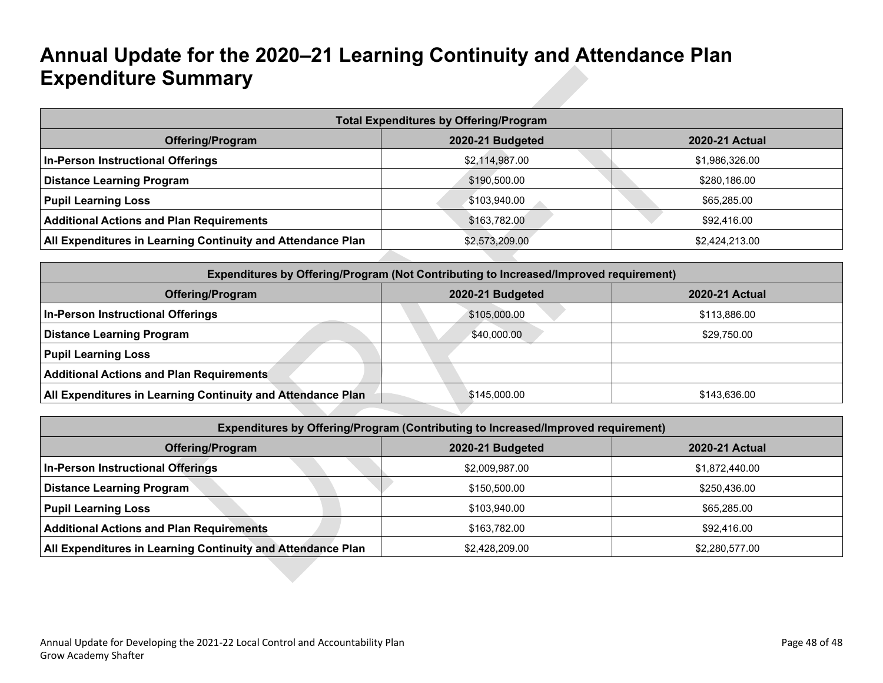# Annual Update for the 2020–21 Learning Continuity and Attendance Plan Expenditure Summary

| Total Expenditures by Offering/Program | | |
|---|---|---|
| **Offering/Program** | **2020-21 Budgeted** | **2020-21 Actual** |
| **In-Person Instructional Offerings** | $2,114,987.00 | $1,986,326.00 |
| **Distance Learning Program** | $190,500.00 | $280,186.00 |
| **Pupil Learning Loss** | $103,940.00 | $65,285.00 |
| **Additional Actions and Plan Requirements** | $163,782.00 | $92,416.00 |
| **All Expenditures in Learning Continuity and Attendance Plan** | $2,573,209.00 | $2,424,213.00 |

| Expenditures by Offering/Program (Not Contributing to Increased/Improved requirement) | | |
|---|---|---|
| **Offering/Program** | **2020-21 Budgeted** | **2020-21 Actual** |
| **In-Person Instructional Offerings** | $105,000.00 | $113,886.00 |
| **Distance Learning Program** | $40,000.00 | $29,750.00 |
| **Pupil Learning Loss** | | |
| **Additional Actions and Plan Requirements** | | |
| **All Expenditures in Learning Continuity and Attendance Plan** | $145,000.00 | $143,636.00 |

| Expenditures by Offering/Program (Contributing to Increased/Improved requirement) | | |
|---|---|---|
| **Offering/Program** | **2020-21 Budgeted** | **2020-21 Actual** |
| **In-Person Instructional Offerings** | $2,009,987.00 | $1,872,440.00 |
| **Distance Learning Program** | $150,500.00 | $250,436.00 |
| **Pupil Learning Loss** | $103,940.00 | $65,285.00 |
| **Additional Actions and Plan Requirements** | $163,782.00 | $92,416.00 |
| **All Expenditures in Learning Continuity and Attendance Plan** | $2,428,209.00 | $2,280,577.00 |